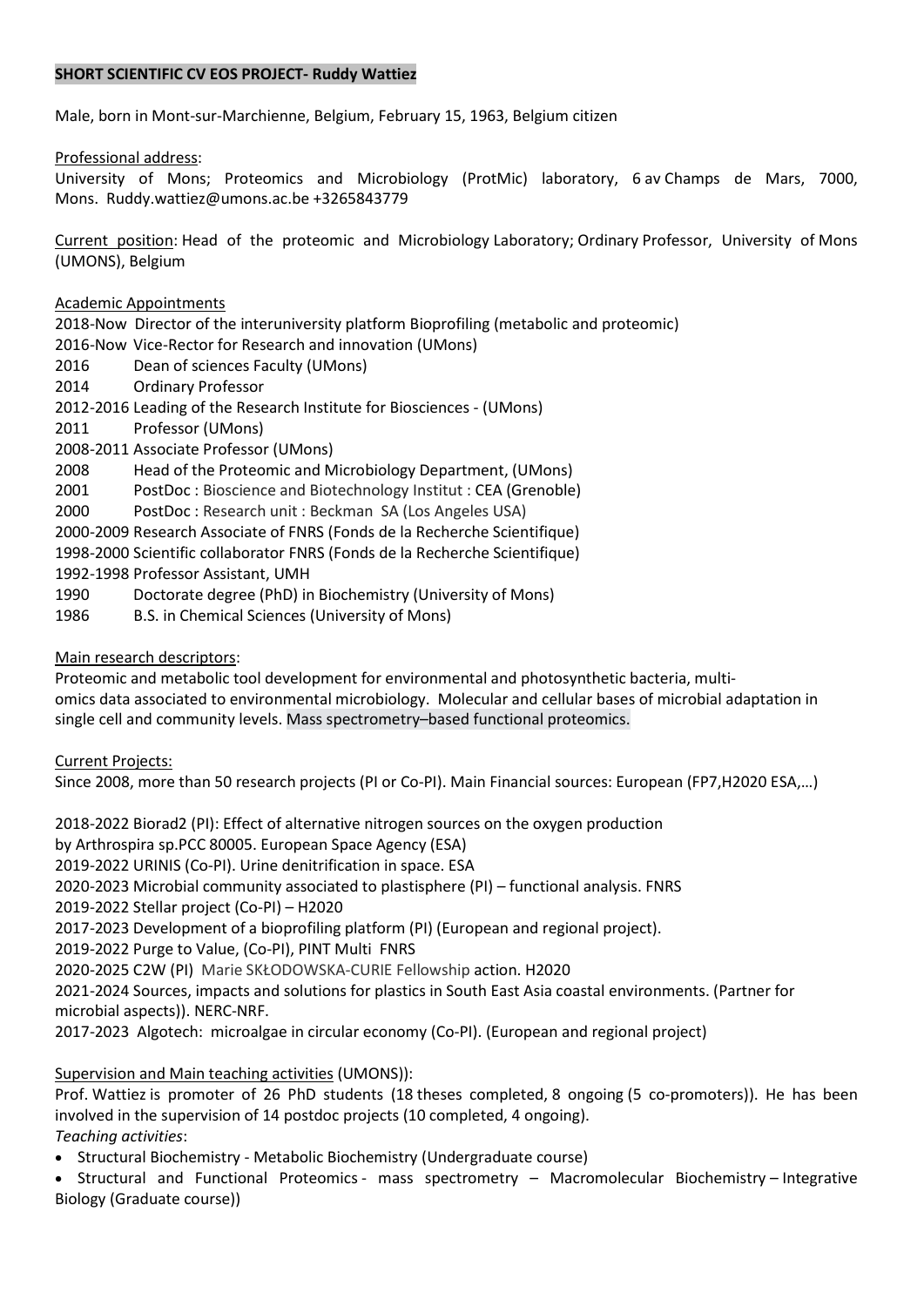**SHORT SCIENTIFIC CV EOS PROJECT- Ruddy Wattiez**

Male, born in Mont-sur-Marchienne, Belgium, February 15, 1963, Belgium citizen

Professional address:
University of Mons; Proteomics and Microbiology (ProtMic) laboratory, 6 av Champs de Mars, 7000, Mons. Ruddy.wattiez@umons.ac.be +3265843779

Current position: Head of the proteomic and Microbiology Laboratory; Ordinary Professor, University of Mons (UMONS), Belgium

Academic Appointments

- 2018-Now Director of the interuniversity platform Bioprofiling (metabolic and proteomic)
- 2016-Now Vice-Rector for Research and innovation (UMons)
- 2016 Dean of sciences Faculty (UMons)
- 2014 Ordinary Professor
- 2012-2016 Leading of the Research Institute for Biosciences - (UMons)
- 2011 Professor (UMons)
- 2008-2011 Associate Professor (UMons)
- 2008 Head of the Proteomic and Microbiology Department, (UMons)
- 2001 PostDoc : Bioscience and Biotechnology Institut : CEA (Grenoble)
- 2000 PostDoc : Research unit : Beckman SA (Los Angeles USA)
- 2000-2009 Research Associate of FNRS (Fonds de la Recherche Scientifique)
- 1998-2000 Scientific collaborator FNRS (Fonds de la Recherche Scientifique)
- 1992-1998 Professor Assistant, UMH
- 1990 Doctorate degree (PhD) in Biochemistry (University of Mons)
- 1986 B.S. in Chemical Sciences (University of Mons)

Main research descriptors:
Proteomic and metabolic tool development for environmental and photosynthetic bacteria, multi-omics data associated to environmental microbiology. Molecular and cellular bases of microbial adaptation in single cell and community levels. Mass spectrometry–based functional proteomics.

Current Projects:
Since 2008, more than 50 research projects (PI or Co-PI). Main Financial sources: European (FP7,H2020 ESA,…)

2018-2022 Biorad2 (PI): Effect of alternative nitrogen sources on the oxygen production by Arthrospira sp.PCC 80005. European Space Agency (ESA)
2019-2022 URINIS (Co-PI). Urine denitrification in space. ESA
2020-2023 Microbial community associated to plastisphere (PI) – functional analysis. FNRS
2019-2022 Stellar project (Co-PI) – H2020
2017-2023 Development of a bioprofiling platform (PI) (European and regional project).
2019-2022 Purge to Value, (Co-PI), PINT Multi FNRS
2020-2025 C2W (PI) Marie SKŁODOWSKA-CURIE Fellowship action. H2020
2021-2024 Sources, impacts and solutions for plastics in South East Asia coastal environments. (Partner for microbial aspects)). NERC-NRF.
2017-2023 Algotech: microalgae in circular economy (Co-PI). (European and regional project)

Supervision and Main teaching activities (UMONS)):
Prof. Wattiez is promoter of 26 PhD students (18 theses completed, 8 ongoing (5 co-promoters)). He has been involved in the supervision of 14 postdoc projects (10 completed, 4 ongoing).
*Teaching activities*:

- Structural Biochemistry - Metabolic Biochemistry (Undergraduate course)
- Structural and Functional Proteomics - mass spectrometry – Macromolecular Biochemistry – Integrative Biology (Graduate course))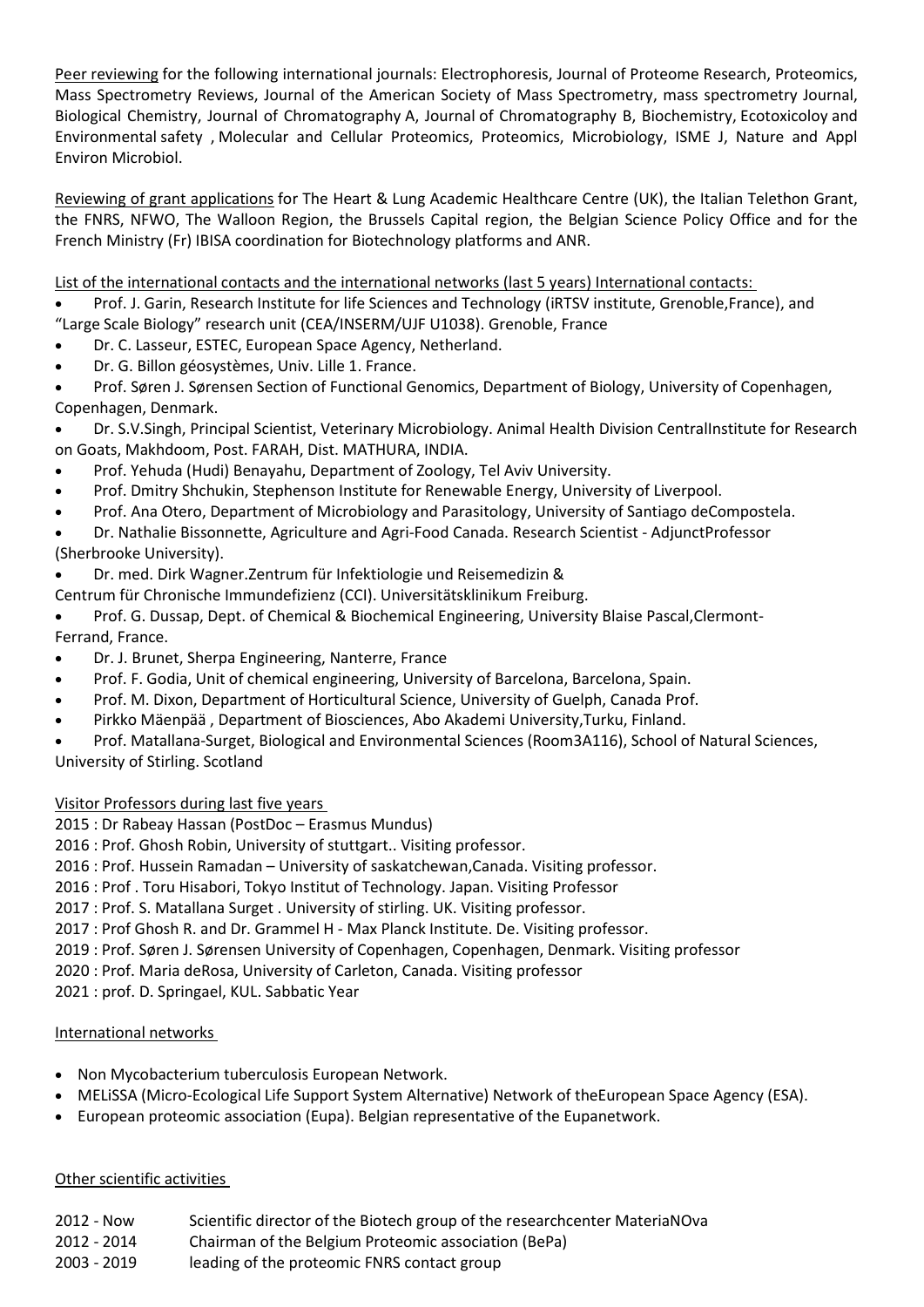Peer reviewing for the following international journals: Electrophoresis, Journal of Proteome Research, Proteomics, Mass Spectrometry Reviews, Journal of the American Society of Mass Spectrometry, mass spectrometry Journal, Biological Chemistry, Journal of Chromatography A, Journal of Chromatography B, Biochemistry, Ecotoxicoloy and Environmental safety , Molecular and Cellular Proteomics, Proteomics, Microbiology, ISME J, Nature and Appl Environ Microbiol.

Reviewing of grant applications for The Heart & Lung Academic Healthcare Centre (UK), the Italian Telethon Grant, the FNRS, NFWO, The Walloon Region, the Brussels Capital region, the Belgian Science Policy Office and for the French Ministry (Fr) IBISA coordination for Biotechnology platforms and ANR.

List of the international contacts and the international networks (last 5 years) International contacts:

- Prof. J. Garin, Research Institute for life Sciences and Technology (iRTSV institute, Grenoble,France), and "Large Scale Biology" research unit (CEA/INSERM/UJF U1038). Grenoble, France
- Dr. C. Lasseur, ESTEC, European Space Agency, Netherland.
- Dr. G. Billon géosystèmes, Univ. Lille 1. France.
- Prof. Søren J. Sørensen Section of Functional Genomics, Department of Biology, University of Copenhagen, Copenhagen, Denmark.
- Dr. S.V.Singh, Principal Scientist, Veterinary Microbiology. Animal Health Division CentralInstitute for Research on Goats, Makhdoom, Post. FARAH, Dist. MATHURA, INDIA.
- Prof. Yehuda (Hudi) Benayahu, Department of Zoology, Tel Aviv University.
- Prof. Dmitry Shchukin, Stephenson Institute for Renewable Energy, University of Liverpool.
- Prof. Ana Otero, Department of Microbiology and Parasitology, University of Santiago deCompostela.
- Dr. Nathalie Bissonnette, Agriculture and Agri-Food Canada. Research Scientist - AdjunctProfessor (Sherbrooke University).
- Dr. med. Dirk Wagner.Zentrum für Infektiologie und Reisemedizin & Centrum für Chronische Immundefizienz (CCI). Universitätsklinikum Freiburg.
- Prof. G. Dussap, Dept. of Chemical & Biochemical Engineering, University Blaise Pascal,Clermont-Ferrand, France.
- Dr. J. Brunet, Sherpa Engineering, Nanterre, France
- Prof. F. Godia, Unit of chemical engineering, University of Barcelona, Barcelona, Spain.
- Prof. M. Dixon, Department of Horticultural Science, University of Guelph, Canada Prof.
- Pirkko Mäenpää , Department of Biosciences, Abo Akademi University,Turku, Finland.
- Prof. Matallana-Surget, Biological and Environmental Sciences (Room3A116), School of Natural Sciences, University of Stirling. Scotland

Visitor Professors during last five years

2015 : Dr Rabeay Hassan (PostDoc – Erasmus Mundus)
2016 : Prof. Ghosh Robin, University of stuttgart.. Visiting professor.
2016 : Prof. Hussein Ramadan – University of saskatchewan,Canada. Visiting professor.
2016 : Prof . Toru Hisabori, Tokyo Institut of Technology. Japan. Visiting Professor
2017 : Prof. S. Matallana Surget . University of stirling. UK. Visiting professor.
2017 : Prof Ghosh R. and Dr. Grammel H - Max Planck Institute. De. Visiting professor.
2019 : Prof. Søren J. Sørensen University of Copenhagen, Copenhagen, Denmark. Visiting professor
2020 : Prof. Maria deRosa, University of Carleton, Canada. Visiting professor
2021 : prof. D. Springael, KUL. Sabbatic Year

International networks

- Non Mycobacterium tuberculosis European Network.
- MELiSSA (Micro-Ecological Life Support System Alternative) Network of theEuropean Space Agency (ESA).
- European proteomic association (Eupa). Belgian representative of the Eupanetwork.

Other scientific activities

| | |
|---|---|
| 2012 - Now | Scientific director of the Biotech group of the researchcenter MateriaNOva |
| 2012 - 2014 | Chairman of the Belgium Proteomic association (BePa) |
| 2003 - 2019 | leading of the proteomic FNRS contact group |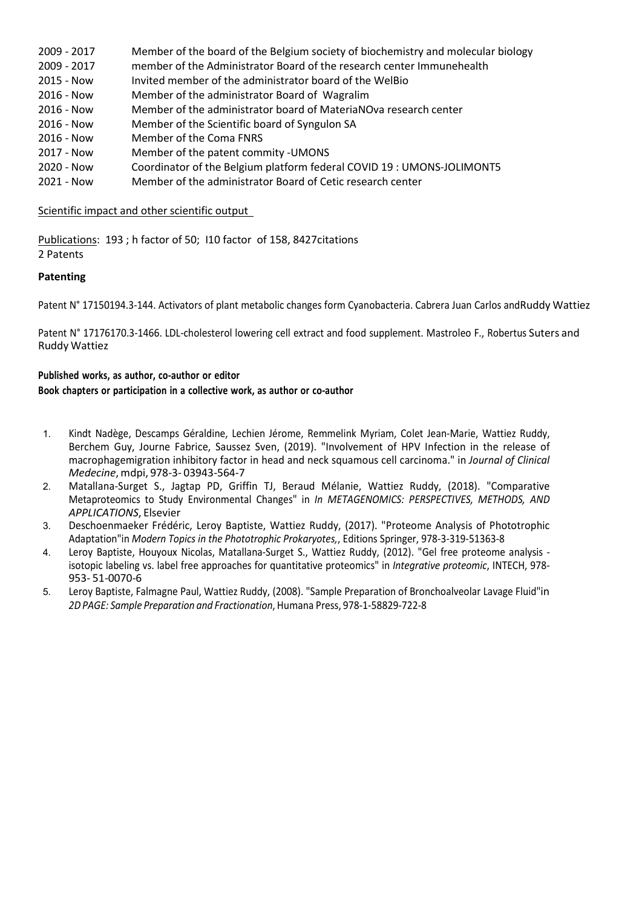| | |
|---|---|
| 2009 - 2017 | Member of the board of the Belgium society of biochemistry and molecular biology |
| 2009 - 2017 | member of the Administrator Board of the research center Immunehealth |
| 2015 - Now | Invited member of the administrator board of the WelBio |
| 2016 - Now | Member of the administrator Board of Wagralim |
| 2016 - Now | Member of the administrator board of MateriaNOva research center |
| 2016 - Now | Member of the Scientific board of Syngulon SA |
| 2016 - Now | Member of the Coma FNRS |
| 2017 - Now | Member of the patent commity -UMONS |
| 2020 - Now | Coordinator of the Belgium platform federal COVID 19 : UMONS-JOLIMONT5 |
| 2021 - Now | Member of the administrator Board of Cetic research center |

Scientific impact and other scientific output

Publications: 193 ; h factor of 50; I10 factor of 158, 8427citations
2 Patents

**Patenting**

Patent N° 17150194.3-144. Activators of plant metabolic changes form Cyanobacteria. Cabrera Juan Carlos andRuddy Wattiez

Patent N° 17176170.3-1466. LDL-cholesterol lowering cell extract and food supplement. Mastroleo F., Robertus Suters and Ruddy Wattiez

**Published works, as author, co-author or editor**
**Book chapters or participation in a collective work, as author or co-author**

1. Kindt Nadège, Descamps Géraldine, Lechien Jérome, Remmelink Myriam, Colet Jean-Marie, Wattiez Ruddy, Berchem Guy, Journe Fabrice, Saussez Sven, (2019). "Involvement of HPV Infection in the release of macrophagemigration inhibitory factor in head and neck squamous cell carcinoma." in *Journal of Clinical Medecine*, mdpi, 978-3- 03943-564-7
2. Matallana-Surget S., Jagtap PD, Griffin TJ, Beraud Mélanie, Wattiez Ruddy, (2018). "Comparative Metaproteomics to Study Environmental Changes" in *In METAGENOMICS: PERSPECTIVES, METHODS, AND APPLICATIONS*, Elsevier
3. Deschoenmaeker Frédéric, Leroy Baptiste, Wattiez Ruddy, (2017). "Proteome Analysis of Phototrophic Adaptation"in *Modern Topics in the Phototrophic Prokaryotes,*, Editions Springer, 978-3-319-51363-8
4. Leroy Baptiste, Houyoux Nicolas, Matallana-Surget S., Wattiez Ruddy, (2012). "Gel free proteome analysis - isotopic labeling vs. label free approaches for quantitative proteomics" in *Integrative proteomic*, INTECH, 978-953- 51-0070-6
5. Leroy Baptiste, Falmagne Paul, Wattiez Ruddy, (2008). "Sample Preparation of Bronchoalveolar Lavage Fluid"in *2D PAGE: Sample Preparation and Fractionation*, Humana Press, 978-1-58829-722-8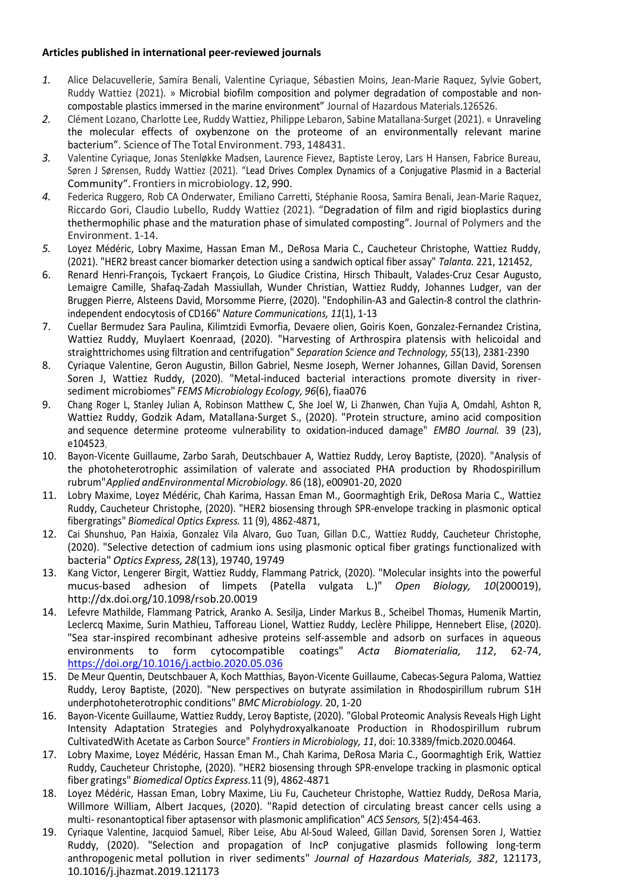**Articles published in international peer-reviewed journals**

1. Alice Delacuvellerie, Samira Benali, Valentine Cyriaque, Sébastien Moins, Jean-Marie Raquez, Sylvie Gobert, Ruddy Wattiez (2021). » Microbial biofilm composition and polymer degradation of compostable and non-compostable plastics immersed in the marine environment" Journal of Hazardous Materials.126526.
2. Clément Lozano, Charlotte Lee, Ruddy Wattiez, Philippe Lebaron, Sabine Matallana-Surget (2021). « Unraveling the molecular effects of oxybenzone on the proteome of an environmentally relevant marine bacterium". Science of The Total Environment. 793, 148431.
3. Valentine Cyriaque, Jonas Stenløkke Madsen, Laurence Fievez, Baptiste Leroy, Lars H Hansen, Fabrice Bureau, Søren J Sørensen, Ruddy Wattiez (2021). "Lead Drives Complex Dynamics of a Conjugative Plasmid in a Bacterial Community". Frontiers in microbiology. 12, 990.
4. Federica Ruggero, Rob CA Onderwater, Emiliano Carretti, Stéphanie Roosa, Samira Benali, Jean-Marie Raquez, Riccardo Gori, Claudio Lubello, Ruddy Wattiez (2021). "Degradation of film and rigid bioplastics during thethermophilic phase and the maturation phase of simulated composting". Journal of Polymers and the Environment. 1-14.
5. Loyez Médéric, Lobry Maxime, Hassan Eman M., DeRosa Maria C., Caucheteur Christophe, Wattiez Ruddy, (2021). "HER2 breast cancer biomarker detection using a sandwich optical fiber assay" *Talanta.* 221, 121452,
6. Renard Henri-François, Tyckaert François, Lo Giudice Cristina, Hirsch Thibault, Valades-Cruz Cesar Augusto, Lemaigre Camille, Shafaq-Zadah Massiullah, Wunder Christian, Wattiez Ruddy, Johannes Ludger, van der Bruggen Pierre, Alsteens David, Morsomme Pierre, (2020). "Endophilin-A3 and Galectin-8 control the clathrin-independent endocytosis of CD166" *Nature Communications, 11*(1), 1-13
7. Cuellar Bermudez Sara Paulina, Kilimtzidi Evmorfia, Devaere olien, Goiris Koen, Gonzalez-Fernandez Cristina, Wattiez Ruddy, Muylaert Koenraad, (2020). "Harvesting of Arthrospira platensis with helicoidal and straighttrichomes using filtration and centrifugation" *Separation Science and Technology, 55*(13), 2381-2390
8. Cyriaque Valentine, Geron Augustin, Billon Gabriel, Nesme Joseph, Werner Johannes, Gillan David, Sorensen Soren J, Wattiez Ruddy, (2020). "Metal-induced bacterial interactions promote diversity in river-sediment microbiomes" *FEMS Microbiology Ecology, 96*(6), fiaa076
9. Chang Roger L, Stanley Julian A, Robinson Matthew C, She Joel W, Li Zhanwen, Chan Yujia A, Omdahl, Ashton R, Wattiez Ruddy, Godzik Adam, Matallana-Surget S., (2020). "Protein structure, amino acid composition and sequence determine proteome vulnerability to oxidation-induced damage" *EMBO Journal.* 39 (23), e104523,
10. Bayon-Vicente Guillaume, Zarbo Sarah, Deutschbauer A, Wattiez Ruddy, Leroy Baptiste, (2020). "Analysis of the photoheterotrophic assimilation of valerate and associated PHA production by Rhodospirillum rubrum"*Applied andEnvironmental Microbiology.* 86 (18), e00901-20, 2020
11. Lobry Maxime, Loyez Médéric, Chah Karima, Hassan Eman M., Goormaghtigh Erik, DeRosa Maria C., Wattiez Ruddy, Caucheteur Christophe, (2020). "HER2 biosensing through SPR-envelope tracking in plasmonic optical fibergratings" *Biomedical Optics Express.* 11 (9), 4862-4871,
12. Cai Shunshuo, Pan Haixia, Gonzalez Vila Alvaro, Guo Tuan, Gillan D.C., Wattiez Ruddy, Caucheteur Christophe, (2020). "Selective detection of cadmium ions using plasmonic optical fiber gratings functionalized with bacteria" *Optics Express, 28*(13), 19740, 19749
13. Kang Victor, Lengerer Birgit, Wattiez Ruddy, Flammang Patrick, (2020). "Molecular insights into the powerful mucus-based adhesion of limpets (Patella vulgata L.)" *Open Biology, 10*(200019), http://dx.doi.org/10.1098/rsob.20.0019
14. Lefevre Mathilde, Flammang Patrick, Aranko A. Sesilja, Linder Markus B., Scheibel Thomas, Humenik Martin, Leclercq Maxime, Surin Mathieu, Tafforeau Lionel, Wattiez Ruddy, Leclère Philippe, Hennebert Elise, (2020). "Sea star-inspired recombinant adhesive proteins self-assemble and adsorb on surfaces in aqueous environments to form cytocompatible coatings" *Acta Biomaterialia, 112*, 62-74, https://doi.org/10.1016/j.actbio.2020.05.036
15. De Meur Quentin, Deutschbauer A, Koch Matthias, Bayon-Vicente Guillaume, Cabecas-Segura Paloma, Wattiez Ruddy, Leroy Baptiste, (2020). "New perspectives on butyrate assimilation in Rhodospirillum rubrum S1H underphotoheterotrophic conditions" *BMC Microbiology.* 20, 1-20
16. Bayon-Vicente Guillaume, Wattiez Ruddy, Leroy Baptiste, (2020). "Global Proteomic Analysis Reveals High Light Intensity Adaptation Strategies and Polyhydroxyalkanoate Production in Rhodospirillum rubrum CultivatedWith Acetate as Carbon Source" *Frontiers in Microbiology, 11*, doi: 10.3389/fmicb.2020.00464.
17. Lobry Maxime, Loyez Médéric, Hassan Eman M., Chah Karima, DeRosa Maria C., Goormaghtigh Erik, Wattiez Ruddy, Caucheteur Christophe, (2020). "HER2 biosensing through SPR-envelope tracking in plasmonic optical fiber gratings" *Biomedical Optics Express.*11 (9), 4862-4871
18. Loyez Médéric, Hassan Eman, Lobry Maxime, Liu Fu, Caucheteur Christophe, Wattiez Ruddy, DeRosa Maria, Willmore William, Albert Jacques, (2020). "Rapid detection of circulating breast cancer cells using a multi- resonantoptical fiber aptasensor with plasmonic amplification" *ACS Sensors,* 5(2):454-463.
19. Cyriaque Valentine, Jacquiod Samuel, Riber Leise, Abu Al-Soud Waleed, Gillan David, Sorensen Soren J, Wattiez Ruddy, (2020). "Selection and propagation of IncP conjugative plasmids following long-term anthropogenic metal pollution in river sediments" *Journal of Hazardous Materials, 382*, 121173, 10.1016/j.jhazmat.2019.121173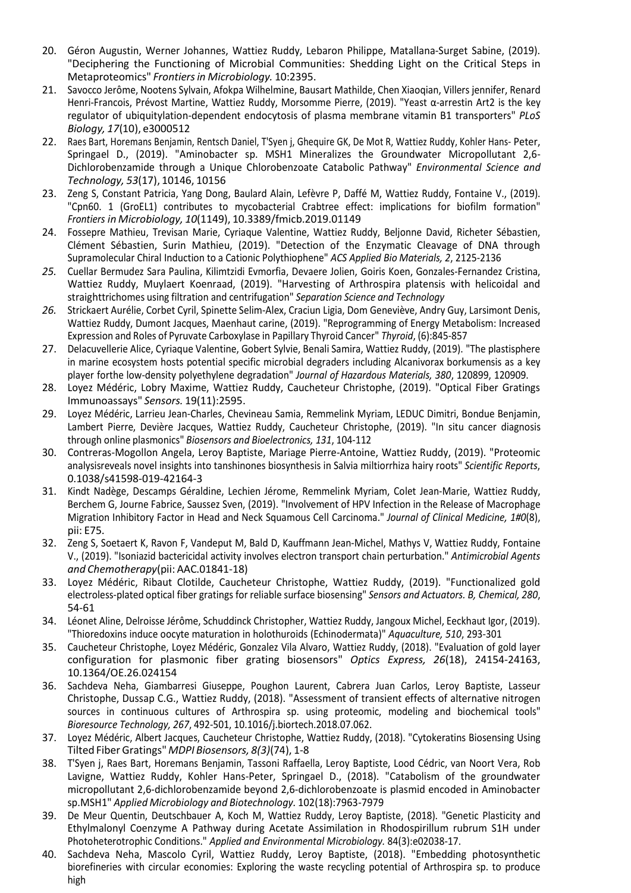20. Géron Augustin, Werner Johannes, Wattiez Ruddy, Lebaron Philippe, Matallana-Surget Sabine, (2019). "Deciphering the Functioning of Microbial Communities: Shedding Light on the Critical Steps in Metaproteomics" *Frontiers in Microbiology.* 10:2395.
21. Savocco Jerôme, Nootens Sylvain, Afokpa Wilhelmine, Bausart Mathilde, Chen Xiaoqian, Villers jennifer, Renard Henri-Francois, Prévost Martine, Wattiez Ruddy, Morsomme Pierre, (2019). "Yeast α-arrestin Art2 is the key regulator of ubiquitylation-dependent endocytosis of plasma membrane vitamin B1 transporters" *PLoS Biology, 17*(10), e3000512
22. Raes Bart, Horemans Benjamin, Rentsch Daniel, T'Syen j, Ghequire GK, De Mot R, Wattiez Ruddy, Kohler Hans- Peter, Springael D., (2019). "Aminobacter sp. MSH1 Mineralizes the Groundwater Micropollutant 2,6-Dichlorobenzamide through a Unique Chlorobenzoate Catabolic Pathway" *Environmental Science and Technology, 53*(17), 10146, 10156
23. Zeng S, Constant Patricia, Yang Dong, Baulard Alain, Lefèvre P, Daffé M, Wattiez Ruddy, Fontaine V., (2019). "Cpn60. 1 (GroEL1) contributes to mycobacterial Crabtree effect: implications for biofilm formation" *Frontiers in Microbiology, 10*(1149), 10.3389/fmicb.2019.01149
24. Fossepre Mathieu, Trevisan Marie, Cyriaque Valentine, Wattiez Ruddy, Beljonne David, Richeter Sébastien, Clément Sébastien, Surin Mathieu, (2019). "Detection of the Enzymatic Cleavage of DNA through Supramolecular Chiral Induction to a Cationic Polythiophene" *ACS Applied Bio Materials, 2*, 2125-2136
25. Cuellar Bermudez Sara Paulina, Kilimtzidi Evmorfia, Devaere Jolien, Goiris Koen, Gonzales-Fernandez Cristina, Wattiez Ruddy, Muylaert Koenraad, (2019). "Harvesting of Arthrospira platensis with helicoidal and straighttrichomes using filtration and centrifugation" *Separation Science and Technology*
26. Strickaert Aurélie, Corbet Cyril, Spinette Selim-Alex, Craciun Ligia, Dom Geneviève, Andry Guy, Larsimont Denis, Wattiez Ruddy, Dumont Jacques, Maenhaut carine, (2019). "Reprogramming of Energy Metabolism: Increased Expression and Roles of Pyruvate Carboxylase in Papillary Thyroid Cancer" *Thyroid*, (6):845-857
27. Delacuvellerie Alice, Cyriaque Valentine, Gobert Sylvie, Benali Samira, Wattiez Ruddy, (2019). "The plastisphere in marine ecosystem hosts potential specific microbial degraders including Alcanivorax borkumensis as a key player forthe low-density polyethylene degradation" *Journal of Hazardous Materials, 380*, 120899, 120909.
28. Loyez Médéric, Lobry Maxime, Wattiez Ruddy, Caucheteur Christophe, (2019). "Optical Fiber Gratings Immunoassays" *Sensors.* 19(11):2595.
29. Loyez Médéric, Larrieu Jean-Charles, Chevineau Samia, Remmelink Myriam, LEDUC Dimitri, Bondue Benjamin, Lambert Pierre, Devière Jacques, Wattiez Ruddy, Caucheteur Christophe, (2019). "In situ cancer diagnosis through online plasmonics" *Biosensors and Bioelectronics, 131*, 104-112
30. Contreras-Mogollon Angela, Leroy Baptiste, Mariage Pierre-Antoine, Wattiez Ruddy, (2019). "Proteomic analysisreveals novel insights into tanshinones biosynthesis in Salvia miltiorrhiza hairy roots" *Scientific Reports*, 0.1038/s41598-019-42164-3
31. Kindt Nadège, Descamps Géraldine, Lechien Jérome, Remmelink Myriam, Colet Jean-Marie, Wattiez Ruddy, Berchem G, Journe Fabrice, Saussez Sven, (2019). "Involvement of HPV Infection in the Release of Macrophage Migration Inhibitory Factor in Head and Neck Squamous Cell Carcinoma." *Journal of Clinical Medicine, 1#0*(8), pii: E75.
32. Zeng S, Soetaert K, Ravon F, Vandeput M, Bald D, Kauffmann Jean-Michel, Mathys V, Wattiez Ruddy, Fontaine V., (2019). "Isoniazid bactericidal activity involves electron transport chain perturbation." *Antimicrobial Agents and Chemotherapy*(pii: AAC.01841-18)
33. Loyez Médéric, Ribaut Clotilde, Caucheteur Christophe, Wattiez Ruddy, (2019). "Functionalized gold electroless-plated optical fiber gratings for reliable surface biosensing" *Sensors and Actuators. B, Chemical, 280*, 54-61
34. Léonet Aline, Delroisse Jérôme, Schuddinck Christopher, Wattiez Ruddy, Jangoux Michel, Eeckhaut Igor, (2019). "Thioredoxins induce oocyte maturation in holothuroids (Echinodermata)" *Aquaculture, 510*, 293-301
35. Caucheteur Christophe, Loyez Médéric, Gonzalez Vila Alvaro, Wattiez Ruddy, (2018). "Evaluation of gold layer configuration for plasmonic fiber grating biosensors" *Optics Express, 26*(18), 24154-24163, 10.1364/OE.26.024154
36. Sachdeva Neha, Giambarresi Giuseppe, Poughon Laurent, Cabrera Juan Carlos, Leroy Baptiste, Lasseur Christophe, Dussap C.G., Wattiez Ruddy, (2018). "Assessment of transient effects of alternative nitrogen sources in continuous cultures of Arthrospira sp. using proteomic, modeling and biochemical tools" *Bioresource Technology, 267*, 492-501, 10.1016/j.biortech.2018.07.062.
37. Loyez Médéric, Albert Jacques, Caucheteur Christophe, Wattiez Ruddy, (2018). "Cytokeratins Biosensing Using Tilted Fiber Gratings" *MDPI Biosensors, 8(3)*(74), 1-8
38. T'Syen j, Raes Bart, Horemans Benjamin, Tassoni Raffaella, Leroy Baptiste, Lood Cédric, van Noort Vera, Rob Lavigne, Wattiez Ruddy, Kohler Hans-Peter, Springael D., (2018). "Catabolism of the groundwater micropollutant 2,6-dichlorobenzamide beyond 2,6-dichlorobenzoate is plasmid encoded in Aminobacter sp.MSH1" *Applied Microbiology and Biotechnology.* 102(18):7963-7979
39. De Meur Quentin, Deutschbauer A, Koch M, Wattiez Ruddy, Leroy Baptiste, (2018). "Genetic Plasticity and Ethylmalonyl Coenzyme A Pathway during Acetate Assimilation in Rhodospirillum rubrum S1H under Photoheterotrophic Conditions." *Applied and Environmental Microbiology.* 84(3):e02038-17.
40. Sachdeva Neha, Mascolo Cyril, Wattiez Ruddy, Leroy Baptiste, (2018). "Embedding photosynthetic biorefineries with circular economies: Exploring the waste recycling potential of Arthrospira sp. to produce high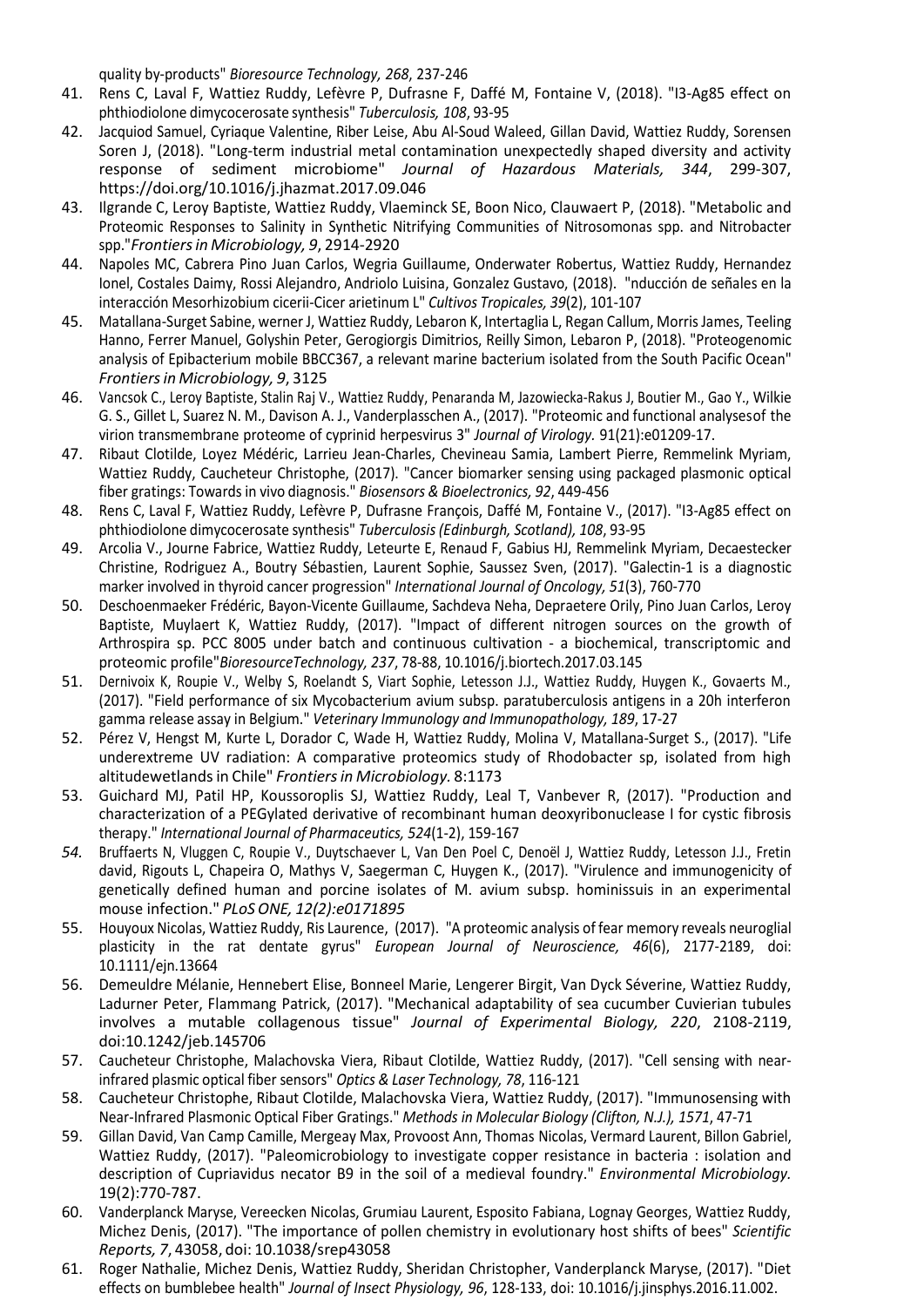quality by-products" *Bioresource Technology, 268*, 237-246

41. Rens C, Laval F, Wattiez Ruddy, Lefèvre P, Dufrasne F, Daffé M, Fontaine V, (2018). "I3-Ag85 effect on phthiodiolone dimycocerosate synthesis" *Tuberculosis, 108*, 93-95
42. Jacquiod Samuel, Cyriaque Valentine, Riber Leise, Abu Al-Soud Waleed, Gillan David, Wattiez Ruddy, Sorensen Soren J, (2018). "Long-term industrial metal contamination unexpectedly shaped diversity and activity response of sediment microbiome" *Journal of Hazardous Materials, 344*, 299-307, https://doi.org/10.1016/j.jhazmat.2017.09.046
43. Ilgrande C, Leroy Baptiste, Wattiez Ruddy, Vlaeminck SE, Boon Nico, Clauwaert P, (2018). "Metabolic and Proteomic Responses to Salinity in Synthetic Nitrifying Communities of Nitrosomonas spp. and Nitrobacter spp."*Frontiers in Microbiology, 9*, 2914-2920
44. Napoles MC, Cabrera Pino Juan Carlos, Wegria Guillaume, Onderwater Robertus, Wattiez Ruddy, Hernandez Ionel, Costales Daimy, Rossi Alejandro, Andriolo Luisina, Gonzalez Gustavo, (2018). "nducción de señales en la interacción Mesorhizobium cicerii-Cicer arietinum L" *Cultivos Tropicales, 39*(2), 101-107
45. Matallana-Surget Sabine, werner J, Wattiez Ruddy, Lebaron K, Intertaglia L, Regan Callum, Morris James, Teeling Hanno, Ferrer Manuel, Golyshin Peter, Gerogiorgis Dimitrios, Reilly Simon, Lebaron P, (2018). "Proteogenomic analysis of Epibacterium mobile BBCC367, a relevant marine bacterium isolated from the South Pacific Ocean" *Frontiers in Microbiology, 9*, 3125
46. Vancsok C., Leroy Baptiste, Stalin Raj V., Wattiez Ruddy, Penaranda M, Jazowiecka-Rakus J, Boutier M., Gao Y., Wilkie G. S., Gillet L, Suarez N. M., Davison A. J., Vanderplasschen A., (2017). "Proteomic and functional analysesof the virion transmembrane proteome of cyprinid herpesvirus 3" *Journal of Virology.* 91(21):e01209-17.
47. Ribaut Clotilde, Loyez Médéric, Larrieu Jean-Charles, Chevineau Samia, Lambert Pierre, Remmelink Myriam, Wattiez Ruddy, Caucheteur Christophe, (2017). "Cancer biomarker sensing using packaged plasmonic optical fiber gratings: Towards in vivo diagnosis." *Biosensors & Bioelectronics, 92*, 449-456
48. Rens C, Laval F, Wattiez Ruddy, Lefèvre P, Dufrasne François, Daffé M, Fontaine V., (2017). "I3-Ag85 effect on phthiodiolone dimycocerosate synthesis" *Tuberculosis (Edinburgh, Scotland), 108*, 93-95
49. Arcolia V., Journe Fabrice, Wattiez Ruddy, Leteurte E, Renaud F, Gabius HJ, Remmelink Myriam, Decaestecker Christine, Rodriguez A., Boutry Sébastien, Laurent Sophie, Saussez Sven, (2017). "Galectin-1 is a diagnostic marker involved in thyroid cancer progression" *International Journal of Oncology, 51*(3), 760-770
50. Deschoenmaeker Frédéric, Bayon-Vicente Guillaume, Sachdeva Neha, Depraetere Orily, Pino Juan Carlos, Leroy Baptiste, Muylaert K, Wattiez Ruddy, (2017). "Impact of different nitrogen sources on the growth of Arthrospira sp. PCC 8005 under batch and continuous cultivation - a biochemical, transcriptomic and proteomic profile"*BioresourceTechnology, 237*, 78-88, 10.1016/j.biortech.2017.03.145
51. Dernivoix K, Roupie V., Welby S, Roelandt S, Viart Sophie, Letesson J.J., Wattiez Ruddy, Huygen K., Govaerts M., (2017). "Field performance of six Mycobacterium avium subsp. paratuberculosis antigens in a 20h interferon gamma release assay in Belgium." *Veterinary Immunology and Immunopathology, 189*, 17-27
52. Pérez V, Hengst M, Kurte L, Dorador C, Wade H, Wattiez Ruddy, Molina V, Matallana-Surget S., (2017). "Life underextreme UV radiation: A comparative proteomics study of Rhodobacter sp, isolated from high altitudewetlands in Chile" *Frontiers in Microbiology.* 8:1173
53. Guichard MJ, Patil HP, Koussoroplis SJ, Wattiez Ruddy, Leal T, Vanbever R, (2017). "Production and characterization of a PEGylated derivative of recombinant human deoxyribonuclease I for cystic fibrosis therapy." *International Journal of Pharmaceutics, 524*(1-2), 159-167
54. Bruffaerts N, Vluggen C, Roupie V., Duytschaever L, Van Den Poel C, Denoël J, Wattiez Ruddy, Letesson J.J., Fretin david, Rigouts L, Chapeira O, Mathys V, Saegerman C, Huygen K., (2017). "Virulence and immunogenicity of genetically defined human and porcine isolates of M. avium subsp. hominissuis in an experimental mouse infection." *PLoS ONE, 12(2):e0171895*
55. Houyoux Nicolas, Wattiez Ruddy, Ris Laurence, (2017). "A proteomic analysis of fear memory reveals neuroglial plasticity in the rat dentate gyrus" *European Journal of Neuroscience, 46*(6), 2177-2189, doi: 10.1111/ejn.13664
56. Demeuldre Mélanie, Hennebert Elise, Bonneel Marie, Lengerer Birgit, Van Dyck Séverine, Wattiez Ruddy, Ladurner Peter, Flammang Patrick, (2017). "Mechanical adaptability of sea cucumber Cuvierian tubules involves a mutable collagenous tissue" *Journal of Experimental Biology, 220*, 2108-2119, doi:10.1242/jeb.145706
57. Caucheteur Christophe, Malachovska Viera, Ribaut Clotilde, Wattiez Ruddy, (2017). "Cell sensing with near-infrared plasmic optical fiber sensors" *Optics & Laser Technology, 78*, 116-121
58. Caucheteur Christophe, Ribaut Clotilde, Malachovska Viera, Wattiez Ruddy, (2017). "Immunosensing with Near-Infrared Plasmonic Optical Fiber Gratings." *Methods in Molecular Biology (Clifton, N.J.), 1571*, 47-71
59. Gillan David, Van Camp Camille, Mergeay Max, Provoost Ann, Thomas Nicolas, Vermard Laurent, Billon Gabriel, Wattiez Ruddy, (2017). "Paleomicrobiology to investigate copper resistance in bacteria : isolation and description of Cupriavidus necator B9 in the soil of a medieval foundry." *Environmental Microbiology.* 19(2):770-787.
60. Vanderplanck Maryse, Vereecken Nicolas, Grumiau Laurent, Esposito Fabiana, Lognay Georges, Wattiez Ruddy, Michez Denis, (2017). "The importance of pollen chemistry in evolutionary host shifts of bees" *Scientific Reports, 7*, 43058, doi: 10.1038/srep43058
61. Roger Nathalie, Michez Denis, Wattiez Ruddy, Sheridan Christopher, Vanderplanck Maryse, (2017). "Diet effects on bumblebee health" *Journal of Insect Physiology, 96*, 128-133, doi: 10.1016/j.jinsphys.2016.11.002.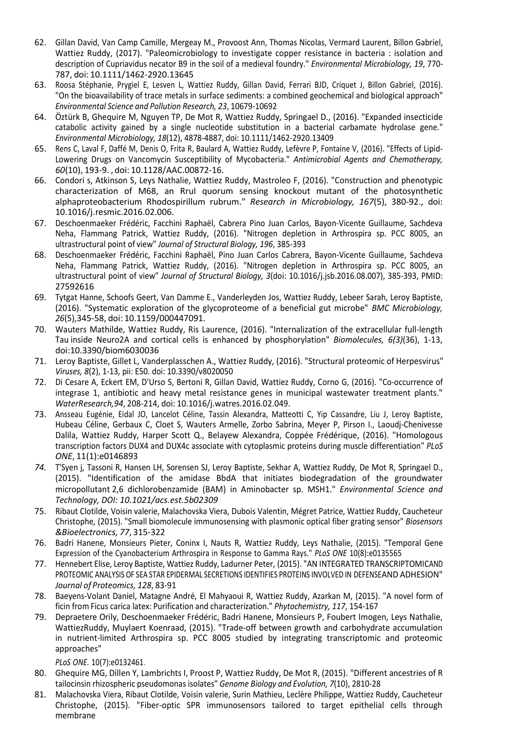62. Gillan David, Van Camp Camille, Mergeay M., Provoost Ann, Thomas Nicolas, Vermard Laurent, Billon Gabriel, Wattiez Ruddy, (2017). "Paleomicrobiology to investigate copper resistance in bacteria : isolation and description of Cupriavidus necator B9 in the soil of a medieval foundry." *Environmental Microbiology, 19*, 770-787, doi: 10.1111/1462-2920.13645
63. Roosa Stéphanie, Prygiel E, Lesven L, Wattiez Ruddy, Gillan David, Ferrari BJD, Criquet J, Billon Gabriel, (2016). "On the bioavailability of trace metals in surface sediments: a combined geochemical and biological approach" *Environmental Science and Pollution Research, 23*, 10679-10692
64. Öztürk B, Ghequire M, Nguyen TP, De Mot R, Wattiez Ruddy, Springael D., (2016). "Expanded insecticide catabolic activity gained by a single nucleotide substitution in a bacterial carbamate hydrolase gene." *Environmental Microbiology, 18*(12), 4878-4887, doi: 10.1111/1462-2920.13409
65. Rens C, Laval F, Daffé M, Denis O, Frita R, Baulard A, Wattiez Ruddy, Lefèvre P, Fontaine V, (2016). "Effects of Lipid-Lowering Drugs on Vancomycin Susceptibility of Mycobacteria." *Antimicrobial Agents and Chemotherapy, 60*(10), 193-9. , doi: 10.1128/AAC.00872-16.
66. Condori s, Atkinson S, Leys Nathalie, Wattiez Ruddy, Mastroleo F, (2016). "Construction and phenotypic characterization of M68, an RruI quorum sensing knockout mutant of the photosynthetic alphaproteobacterium Rhodospirillum rubrum." *Research in Microbiology, 167*(5), 380-92., doi: 10.1016/j.resmic.2016.02.006.
67. Deschoenmaeker Frédéric, Facchini Raphaël, Cabrera Pino Juan Carlos, Bayon-Vicente Guillaume, Sachdeva Neha, Flammang Patrick, Wattiez Ruddy, (2016). "Nitrogen depletion in Arthrospira sp. PCC 8005, an ultrastructural point of view" *Journal of Structural Biology, 196*, 385-393
68. Deschoenmaeker Frédéric, Facchini Raphaël, Pino Juan Carlos Cabrera, Bayon-Vicente Guillaume, Sachdeva Neha, Flammang Patrick, Wattiez Ruddy, (2016). "Nitrogen depletion in Arthrospira sp. PCC 8005, an ultrastructural point of view" *Journal of Structural Biology, 3*(doi: 10.1016/j.jsb.2016.08.007), 385-393, PMID: 27592616
69. Tytgat Hanne, Schoofs Geert, Van Damme E., Vanderleyden Jos, Wattiez Ruddy, Lebeer Sarah, Leroy Baptiste, (2016). "Systematic exploration of the glycoproteome of a beneficial gut microbe" *BMC Microbiology, 26*(5),345-58, doi: 10.1159/000447091.
70. Wauters Mathilde, Wattiez Ruddy, Ris Laurence, (2016). "Internalization of the extracellular full-length Tau inside Neuro2A and cortical cells is enhanced by phosphorylation" *Biomolecules, 6(3)*(36), 1-13, doi:10.3390/biom6030036
71. Leroy Baptiste, Gillet L, Vanderplasschen A., Wattiez Ruddy, (2016). "Structural proteomic of Herpesvirus" *Viruses, 8*(2), 1-13, pii: E50. doi: 10.3390/v8020050
72. Di Cesare A, Eckert EM, D'Urso S, Bertoni R, Gillan David, Wattiez Ruddy, Corno G, (2016). "Co-occurrence of integrase 1, antibiotic and heavy metal resistance genes in municipal wastewater treatment plants." *WaterResearch,94*, 208-214, doi: 10.1016/j.watres.2016.02.049.
73. Ansseau Eugénie, Eidal JO, Lancelot Céline, Tassin Alexandra, Matteotti C, Yip Cassandre, Liu J, Leroy Baptiste, Hubeau Céline, Gerbaux C, Cloet S, Wauters Armelle, Zorbo Sabrina, Meyer P, Pirson I., Laoudj-Chenivesse Dalila, Wattiez Ruddy, Harper Scott Q., Belayew Alexandra, Coppée Frédérique, (2016). "Homologous transcription factors DUX4 and DUX4c associate with cytoplasmic proteins during muscle differentiation" *PLoS ONE*, 11(1):e0146893
74. T'Syen j, Tassoni R, Hansen LH, Sorensen SJ, Leroy Baptiste, Sekhar A, Wattiez Ruddy, De Mot R, Springael D., (2015). "Identification of the amidase BbdA that initiates biodegradation of the groundwater micropollutant 2,6 dichlorobenzamide (BAM) in Aminobacter sp. MSH1." *Environmental Science and Technology, DOI: 10.1021/acs.est.5b02309*
75. Ribaut Clotilde, Voisin valerie, Malachovska Viera, Dubois Valentin, Mégret Patrice, Wattiez Ruddy, Caucheteur Christophe, (2015). "Small biomolecule immunosensing with plasmonic optical fiber grating sensor" *Biosensors &Bioelectronics, 77*, 315-322
76. Badri Hanene, Monsieurs Pieter, Coninx I, Nauts R, Wattiez Ruddy, Leys Nathalie, (2015). "Temporal Gene Expression of the Cyanobacterium Arthrospira in Response to Gamma Rays." *PLoS ONE* 10(8):e0135565
77. Hennebert Elise, Leroy Baptiste, Wattiez Ruddy, Ladurner Peter, (2015). "AN INTEGRATED TRANSCRIPTOMICAND PROTEOMIC ANALYSIS OF SEA STAR EPIDERMAL SECRETIONS IDENTIFIES PROTEINS INVOLVED IN DEFENSEAND ADHESION" *Journal of Proteomics, 128*, 83-91
78. Baeyens-Volant Daniel, Matagne André, El Mahyaoui R, Wattiez Ruddy, Azarkan M, (2015). "A novel form of ficin from Ficus carica latex: Purification and characterization." *Phytochemistry, 117*, 154-167
79. Depraetere Orily, Deschoenmaeker Frédéric, Badri Hanene, Monsieurs P, Foubert Imogen, Leys Nathalie, WattiezRuddy, Muylaert Koenraad, (2015). "Trade-off between growth and carbohydrate accumulation in nutrient-limited Arthrospira sp. PCC 8005 studied by integrating transcriptomic and proteomic approaches"

   *PLoS ONE.* 10(7):e0132461.
80. Ghequire MG, Dillen Y, Lambrichts I, Proost P, Wattiez Ruddy, De Mot R, (2015). "Different ancestries of R tailocinsin rhizospheric pseudomonas isolates" *Genome Biology and Evolution, 7*(10), 2810-28
81. Malachovska Viera, Ribaut Clotilde, Voisin valerie, Surin Mathieu, Leclère Philippe, Wattiez Ruddy, Caucheteur Christophe, (2015). "Fiber-optic SPR immunosensors tailored to target epithelial cells through membrane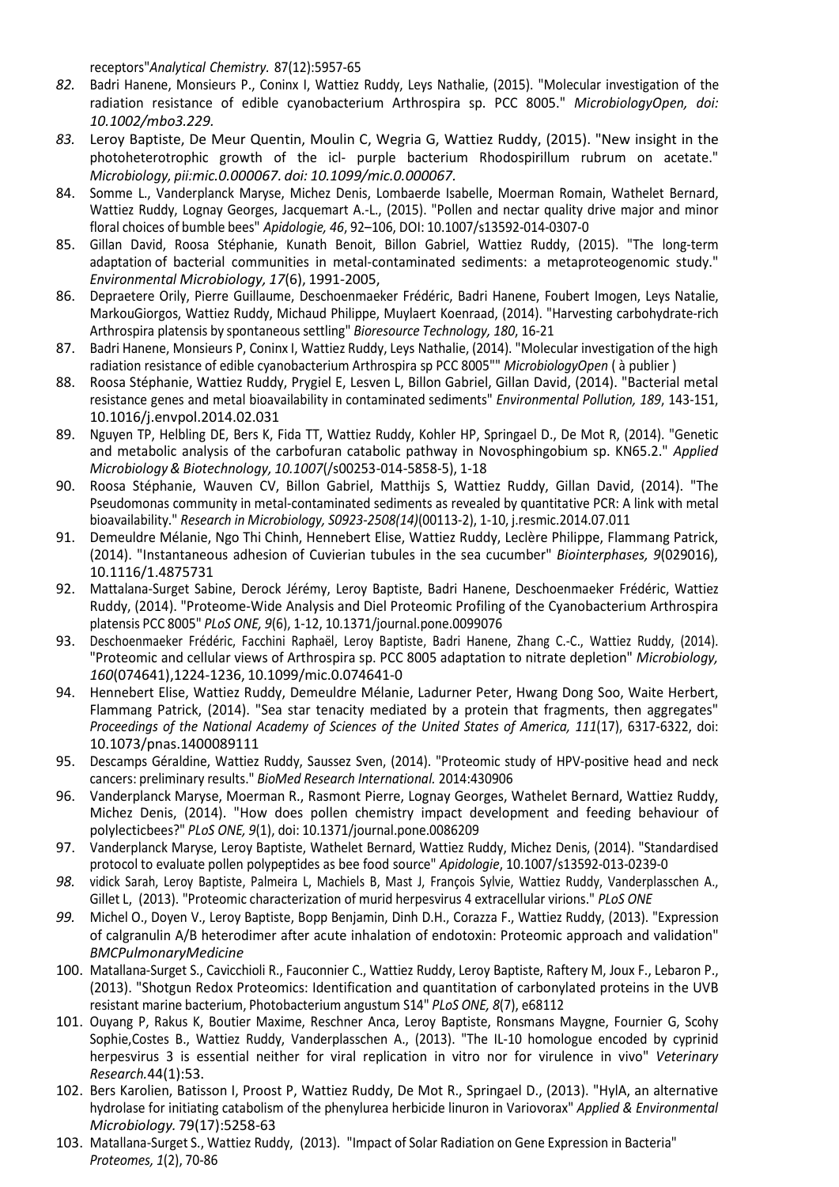receptors" *Analytical Chemistry.* 87(12):5957-65

82. Badri Hanene, Monsieurs P., Coninx I, Wattiez Ruddy, Leys Nathalie, (2015). "Molecular investigation of the radiation resistance of edible cyanobacterium Arthrospira sp. PCC 8005." *MicrobiologyOpen, doi: 10.1002/mbo3.229.*
83. Leroy Baptiste, De Meur Quentin, Moulin C, Wegria G, Wattiez Ruddy, (2015). "New insight in the photoheterotrophic growth of the icl- purple bacterium Rhodospirillum rubrum on acetate." *Microbiology, pii:mic.0.000067. doi: 10.1099/mic.0.000067.*
84. Somme L., Vanderplanck Maryse, Michez Denis, Lombaerde Isabelle, Moerman Romain, Wathelet Bernard, Wattiez Ruddy, Lognay Georges, Jacquemart A.-L., (2015). "Pollen and nectar quality drive major and minor floral choices of bumble bees" *Apidologie, 46*, 92–106, DOI: 10.1007/s13592-014-0307-0
85. Gillan David, Roosa Stéphanie, Kunath Benoit, Billon Gabriel, Wattiez Ruddy, (2015). "The long-term adaptation of bacterial communities in metal-contaminated sediments: a metaproteogenomic study." *Environmental Microbiology, 17*(6), 1991-2005,
86. Depraetere Orily, Pierre Guillaume, Deschoenmaeker Frédéric, Badri Hanene, Foubert Imogen, Leys Natalie, MarkouGiorgos, Wattiez Ruddy, Michaud Philippe, Muylaert Koenraad, (2014). "Harvesting carbohydrate-rich Arthrospira platensis by spontaneous settling" *Bioresource Technology, 180*, 16-21
87. Badri Hanene, Monsieurs P, Coninx I, Wattiez Ruddy, Leys Nathalie, (2014). "Molecular investigation of the high radiation resistance of edible cyanobacterium Arthrospira sp PCC 8005"" *MicrobiologyOpen* ( à publier )
88. Roosa Stéphanie, Wattiez Ruddy, Prygiel E, Lesven L, Billon Gabriel, Gillan David, (2014). "Bacterial metal resistance genes and metal bioavailability in contaminated sediments" *Environmental Pollution, 189*, 143-151, 10.1016/j.envpol.2014.02.031
89. Nguyen TP, Helbling DE, Bers K, Fida TT, Wattiez Ruddy, Kohler HP, Springael D., De Mot R, (2014). "Genetic and metabolic analysis of the carbofuran catabolic pathway in Novosphingobium sp. KN65.2." *Applied Microbiology & Biotechnology, 10.1007*(/s00253-014-5858-5), 1-18
90. Roosa Stéphanie, Wauven CV, Billon Gabriel, Matthijs S, Wattiez Ruddy, Gillan David, (2014). "The Pseudomonas community in metal-contaminated sediments as revealed by quantitative PCR: A link with metal bioavailability." *Research in Microbiology, S0923-2508(14)*(00113-2), 1-10, j.resmic.2014.07.011
91. Demeuldre Mélanie, Ngo Thi Chinh, Hennebert Elise, Wattiez Ruddy, Leclère Philippe, Flammang Patrick, (2014). "Instantaneous adhesion of Cuvierian tubules in the sea cucumber" *Biointerphases, 9*(029016), 10.1116/1.4875731
92. Mattalana-Surget Sabine, Derock Jérémy, Leroy Baptiste, Badri Hanene, Deschoenmaeker Frédéric, Wattiez Ruddy, (2014). "Proteome-Wide Analysis and Diel Proteomic Profiling of the Cyanobacterium Arthrospira platensis PCC 8005" *PLoS ONE, 9*(6), 1-12, 10.1371/journal.pone.0099076
93. Deschoenmaeker Frédéric, Facchini Raphaël, Leroy Baptiste, Badri Hanene, Zhang C.-C., Wattiez Ruddy, (2014). "Proteomic and cellular views of Arthrospira sp. PCC 8005 adaptation to nitrate depletion" *Microbiology, 160*(074641),1224-1236, 10.1099/mic.0.074641-0
94. Hennebert Elise, Wattiez Ruddy, Demeuldre Mélanie, Ladurner Peter, Hwang Dong Soo, Waite Herbert, Flammang Patrick, (2014). "Sea star tenacity mediated by a protein that fragments, then aggregates" *Proceedings of the National Academy of Sciences of the United States of America, 111*(17), 6317-6322, doi: 10.1073/pnas.1400089111
95. Descamps Géraldine, Wattiez Ruddy, Saussez Sven, (2014). "Proteomic study of HPV-positive head and neck cancers: preliminary results." *BioMed Research International.* 2014:430906
96. Vanderplanck Maryse, Moerman R., Rasmont Pierre, Lognay Georges, Wathelet Bernard, Wattiez Ruddy, Michez Denis, (2014). "How does pollen chemistry impact development and feeding behaviour of polylecticbees?" *PLoS ONE, 9*(1), doi: 10.1371/journal.pone.0086209
97. Vanderplanck Maryse, Leroy Baptiste, Wathelet Bernard, Wattiez Ruddy, Michez Denis, (2014). "Standardised protocol to evaluate pollen polypeptides as bee food source" *Apidologie*, 10.1007/s13592-013-0239-0
98. vidick Sarah, Leroy Baptiste, Palmeira L, Machiels B, Mast J, François Sylvie, Wattiez Ruddy, Vanderplasschen A., Gillet L, (2013). "Proteomic characterization of murid herpesvirus 4 extracellular virions." *PLoS ONE*
99. Michel O., Doyen V., Leroy Baptiste, Bopp Benjamin, Dinh D.H., Corazza F., Wattiez Ruddy, (2013). "Expression of calgranulin A/B heterodimer after acute inhalation of endotoxin: Proteomic approach and validation" *BMCPulmonaryMedicine*
100. Matallana-Surget S., Cavicchioli R., Fauconnier C., Wattiez Ruddy, Leroy Baptiste, Raftery M, Joux F., Lebaron P., (2013). "Shotgun Redox Proteomics: Identification and quantitation of carbonylated proteins in the UVB resistant marine bacterium, Photobacterium angustum S14" *PLoS ONE, 8*(7), e68112
101. Ouyang P, Rakus K, Boutier Maxime, Reschner Anca, Leroy Baptiste, Ronsmans Maygne, Fournier G, Scohy Sophie,Costes B., Wattiez Ruddy, Vanderplasschen A., (2013). "The IL-10 homologue encoded by cyprinid herpesvirus 3 is essential neither for viral replication in vitro nor for virulence in vivo" *Veterinary Research.*44(1):53.
102. Bers Karolien, Batisson I, Proost P, Wattiez Ruddy, De Mot R., Springael D., (2013). "HylA, an alternative hydrolase for initiating catabolism of the phenylurea herbicide linuron in Variovorax" *Applied & Environmental Microbiology.* 79(17):5258-63
103. Matallana-Surget S., Wattiez Ruddy, (2013). "Impact of Solar Radiation on Gene Expression in Bacteria" *Proteomes, 1*(2), 70-86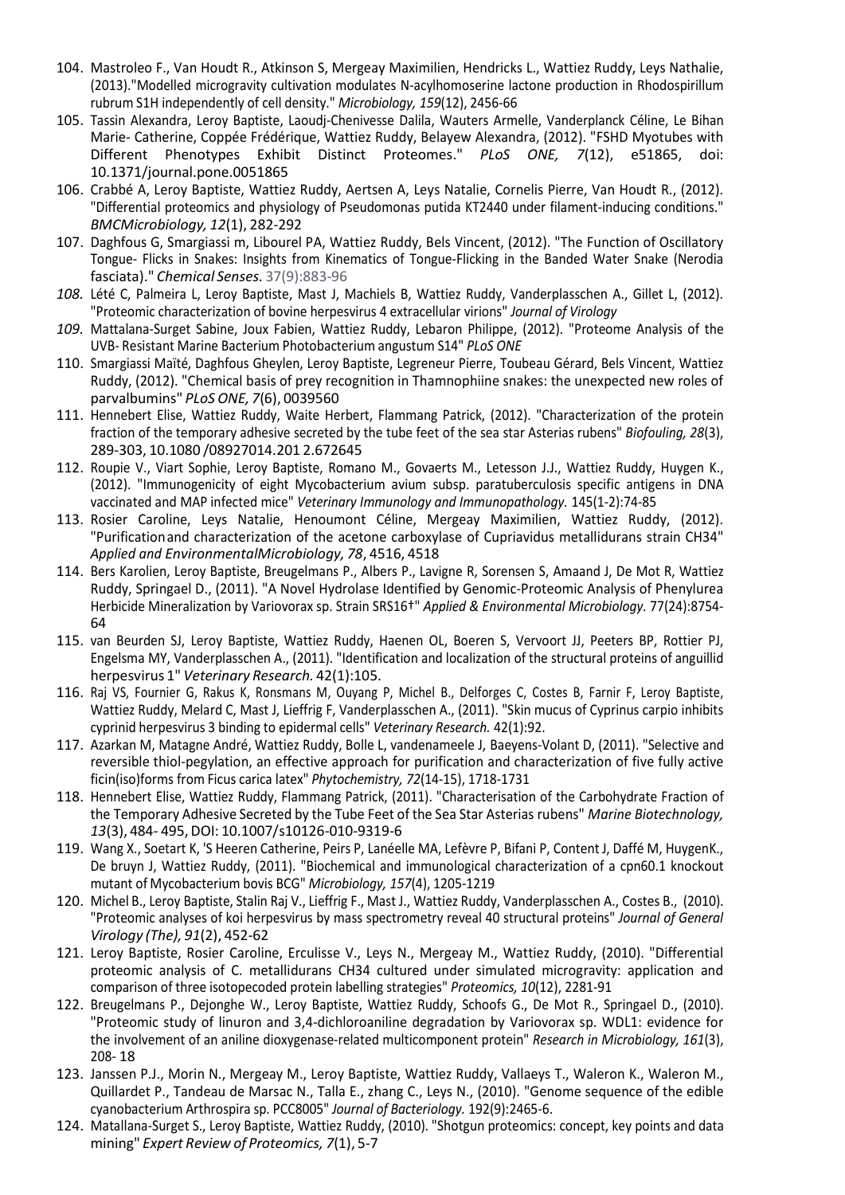104. Mastroleo F., Van Houdt R., Atkinson S, Mergeay Maximilien, Hendricks L., Wattiez Ruddy, Leys Nathalie, (2013)."Modelled microgravity cultivation modulates N-acylhomoserine lactone production in Rhodospirillum rubrum S1H independently of cell density." *Microbiology, 159*(12), 2456-66
105. Tassin Alexandra, Leroy Baptiste, Laoudj-Chenivesse Dalila, Wauters Armelle, Vanderplanck Céline, Le Bihan Marie- Catherine, Coppée Frédérique, Wattiez Ruddy, Belayew Alexandra, (2012). "FSHD Myotubes with Different Phenotypes Exhibit Distinct Proteomes." *PLoS ONE, 7*(12), e51865, doi: 10.1371/journal.pone.0051865
106. Crabbé A, Leroy Baptiste, Wattiez Ruddy, Aertsen A, Leys Natalie, Cornelis Pierre, Van Houdt R., (2012). "Differential proteomics and physiology of Pseudomonas putida KT2440 under filament-inducing conditions." *BMCMicrobiology, 12*(1), 282-292
107. Daghfous G, Smargiassi m, Libourel PA, Wattiez Ruddy, Bels Vincent, (2012). "The Function of Oscillatory Tongue- Flicks in Snakes: Insights from Kinematics of Tongue-Flicking in the Banded Water Snake (Nerodia fasciata)." *Chemical Senses.* 37(9):883-96
108. Lété C, Palmeira L, Leroy Baptiste, Mast J, Machiels B, Wattiez Ruddy, Vanderplasschen A., Gillet L, (2012). "Proteomic characterization of bovine herpesvirus 4 extracellular virions" *Journal of Virology*
109. Mattalana-Surget Sabine, Joux Fabien, Wattiez Ruddy, Lebaron Philippe, (2012). "Proteome Analysis of the UVB- Resistant Marine Bacterium Photobacterium angustum S14" *PLoS ONE*
110. Smargiassi Maïté, Daghfous Gheylen, Leroy Baptiste, Legreneur Pierre, Toubeau Gérard, Bels Vincent, Wattiez Ruddy, (2012). "Chemical basis of prey recognition in Thamnophiine snakes: the unexpected new roles of parvalbumins" *PLoS ONE, 7*(6), 0039560
111. Hennebert Elise, Wattiez Ruddy, Waite Herbert, Flammang Patrick, (2012). "Characterization of the protein fraction of the temporary adhesive secreted by the tube feet of the sea star Asterias rubens" *Biofouling, 28*(3), 289-303, 10.1080 /08927014.201 2.672645
112. Roupie V., Viart Sophie, Leroy Baptiste, Romano M., Govaerts M., Letesson J.J., Wattiez Ruddy, Huygen K., (2012). "Immunogenicity of eight Mycobacterium avium subsp. paratuberculosis specific antigens in DNA vaccinated and MAP infected mice" *Veterinary Immunology and Immunopathology.* 145(1-2):74-85
113. Rosier Caroline, Leys Natalie, Henoumont Céline, Mergeay Maximilien, Wattiez Ruddy, (2012). "Purificationand characterization of the acetone carboxylase of Cupriavidus metallidurans strain CH34" *Applied and EnvironmentalMicrobiology, 78*, 4516, 4518
114. Bers Karolien, Leroy Baptiste, Breugelmans P., Albers P., Lavigne R, Sorensen S, Amaand J, De Mot R, Wattiez Ruddy, Springael D., (2011). "A Novel Hydrolase Identified by Genomic-Proteomic Analysis of Phenylurea Herbicide Mineralization by Variovorax sp. Strain SRS16†" *Applied & Environmental Microbiology.* 77(24):8754-64
115. van Beurden SJ, Leroy Baptiste, Wattiez Ruddy, Haenen OL, Boeren S, Vervoort JJ, Peeters BP, Rottier PJ, Engelsma MY, Vanderplasschen A., (2011). "Identification and localization of the structural proteins of anguillid herpesvirus 1" *Veterinary Research.* 42(1):105.
116. Raj VS, Fournier G, Rakus K, Ronsmans M, Ouyang P, Michel B., Delforges C, Costes B, Farnir F, Leroy Baptiste, Wattiez Ruddy, Melard C, Mast J, Lieffrig F, Vanderplasschen A., (2011). "Skin mucus of Cyprinus carpio inhibits cyprinid herpesvirus 3 binding to epidermal cells" *Veterinary Research.* 42(1):92.
117. Azarkan M, Matagne André, Wattiez Ruddy, Bolle L, vandenameele J, Baeyens-Volant D, (2011). "Selective and reversible thiol-pegylation, an effective approach for purification and characterization of five fully active ficin(iso)forms from Ficus carica latex" *Phytochemistry, 72*(14-15), 1718-1731
118. Hennebert Elise, Wattiez Ruddy, Flammang Patrick, (2011). "Characterisation of the Carbohydrate Fraction of the Temporary Adhesive Secreted by the Tube Feet of the Sea Star Asterias rubens" *Marine Biotechnology, 13*(3), 484- 495, DOI: 10.1007/s10126-010-9319-6
119. Wang X., Soetart K, 'S Heeren Catherine, Peirs P, Lanéelle MA, Lefèvre P, Bifani P, Content J, Daffé M, HuygenK., De bruyn J, Wattiez Ruddy, (2011). "Biochemical and immunological characterization of a cpn60.1 knockout mutant of Mycobacterium bovis BCG" *Microbiology, 157*(4), 1205-1219
120. Michel B., Leroy Baptiste, Stalin Raj V., Lieffrig F., Mast J., Wattiez Ruddy, Vanderplasschen A., Costes B., (2010). "Proteomic analyses of koi herpesvirus by mass spectrometry reveal 40 structural proteins" *Journal of General Virology (The), 91*(2), 452-62
121. Leroy Baptiste, Rosier Caroline, Erculisse V., Leys N., Mergeay M., Wattiez Ruddy, (2010). "Differential proteomic analysis of C. metallidurans CH34 cultured under simulated microgravity: application and comparison of three isotopecoded protein labelling strategies" *Proteomics, 10*(12), 2281-91
122. Breugelmans P., Dejonghe W., Leroy Baptiste, Wattiez Ruddy, Schoofs G., De Mot R., Springael D., (2010). "Proteomic study of linuron and 3,4-dichloroaniline degradation by Variovorax sp. WDL1: evidence for the involvement of an aniline dioxygenase-related multicomponent protein" *Research in Microbiology, 161*(3), 208- 18
123. Janssen P.J., Morin N., Mergeay M., Leroy Baptiste, Wattiez Ruddy, Vallaeys T., Waleron K., Waleron M., Quillardet P., Tandeau de Marsac N., Talla E., zhang C., Leys N., (2010). "Genome sequence of the edible cyanobacterium Arthrospira sp. PCC8005" *Journal of Bacteriology.* 192(9):2465-6.
124. Matallana-Surget S., Leroy Baptiste, Wattiez Ruddy, (2010). "Shotgun proteomics: concept, key points and data mining" *Expert Review of Proteomics, 7*(1), 5-7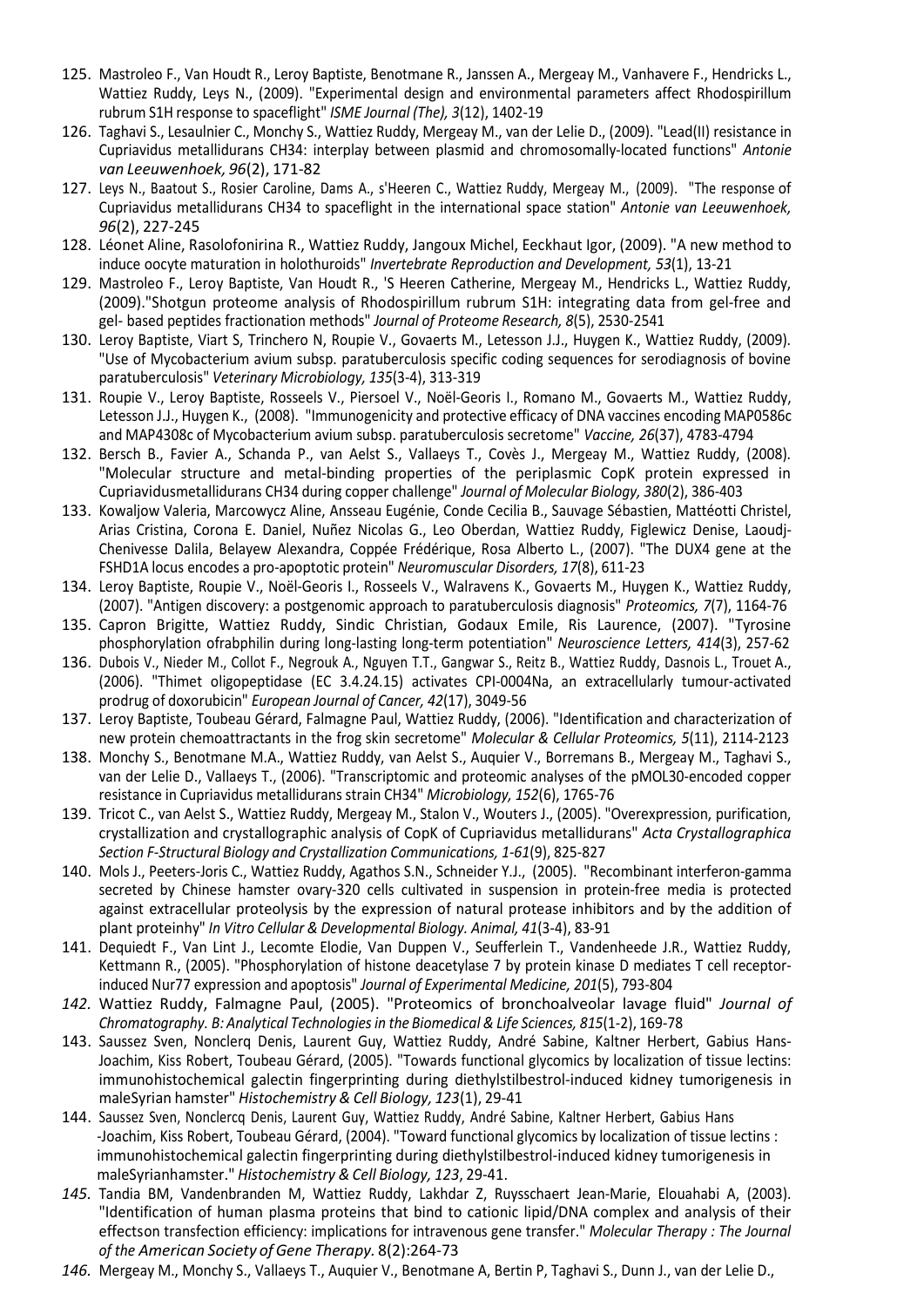125. Mastroleo F., Van Houdt R., Leroy Baptiste, Benotmane R., Janssen A., Mergeay M., Vanhavere F., Hendricks L., Wattiez Ruddy, Leys N., (2009). "Experimental design and environmental parameters affect Rhodospirillum rubrum S1H response to spaceflight" *ISME Journal (The), 3*(12), 1402-19
126. Taghavi S., Lesaulnier C., Monchy S., Wattiez Ruddy, Mergeay M., van der Lelie D., (2009). "Lead(II) resistance in Cupriavidus metallidurans CH34: interplay between plasmid and chromosomally-located functions" *Antonie van Leeuwenhoek, 96*(2), 171-82
127. Leys N., Baatout S., Rosier Caroline, Dams A., s'Heeren C., Wattiez Ruddy, Mergeay M., (2009). "The response of Cupriavidus metallidurans CH34 to spaceflight in the international space station" *Antonie van Leeuwenhoek, 96*(2), 227-245
128. Léonet Aline, Rasolofonirina R., Wattiez Ruddy, Jangoux Michel, Eeckhaut Igor, (2009). "A new method to induce oocyte maturation in holothuroids" *Invertebrate Reproduction and Development, 53*(1), 13-21
129. Mastroleo F., Leroy Baptiste, Van Houdt R., 'S Heeren Catherine, Mergeay M., Hendricks L., Wattiez Ruddy, (2009)."Shotgun proteome analysis of Rhodospirillum rubrum S1H: integrating data from gel-free and gel- based peptides fractionation methods" *Journal of Proteome Research, 8*(5), 2530-2541
130. Leroy Baptiste, Viart S, Trinchero N, Roupie V., Govaerts M., Letesson J.J., Huygen K., Wattiez Ruddy, (2009). "Use of Mycobacterium avium subsp. paratuberculosis specific coding sequences for serodiagnosis of bovine paratuberculosis" *Veterinary Microbiology, 135*(3-4), 313-319
131. Roupie V., Leroy Baptiste, Rosseels V., Piersoel V., Noël-Georis I., Romano M., Govaerts M., Wattiez Ruddy, Letesson J.J., Huygen K., (2008). "Immunogenicity and protective efficacy of DNA vaccines encoding MAP0586c and MAP4308c of Mycobacterium avium subsp. paratuberculosis secretome" *Vaccine, 26*(37), 4783-4794
132. Bersch B., Favier A., Schanda P., van Aelst S., Vallaeys T., Covès J., Mergeay M., Wattiez Ruddy, (2008). "Molecular structure and metal-binding properties of the periplasmic CopK protein expressed in Cupriavidusmetallidurans CH34 during copper challenge" *Journal of Molecular Biology, 380*(2), 386-403
133. Kowaljow Valeria, Marcowycz Aline, Ansseau Eugénie, Conde Cecilia B., Sauvage Sébastien, Mattéotti Christel, Arias Cristina, Corona E. Daniel, Nuñez Nicolas G., Leo Oberdan, Wattiez Ruddy, Figlewicz Denise, Laoudj-Chenivesse Dalila, Belayew Alexandra, Coppée Frédérique, Rosa Alberto L., (2007). "The DUX4 gene at the FSHD1A locus encodes a pro-apoptotic protein" *Neuromuscular Disorders, 17*(8), 611-23
134. Leroy Baptiste, Roupie V., Noël-Georis I., Rosseels V., Walravens K., Govaerts M., Huygen K., Wattiez Ruddy, (2007). "Antigen discovery: a postgenomic approach to paratuberculosis diagnosis" *Proteomics, 7*(7), 1164-76
135. Capron Brigitte, Wattiez Ruddy, Sindic Christian, Godaux Emile, Ris Laurence, (2007). "Tyrosine phosphorylation ofrabphilin during long-lasting long-term potentiation" *Neuroscience Letters, 414*(3), 257-62
136. Dubois V., Nieder M., Collot F., Negrouk A., Nguyen T.T., Gangwar S., Reitz B., Wattiez Ruddy, Dasnois L., Trouet A., (2006). "Thimet oligopeptidase (EC 3.4.24.15) activates CPI-0004Na, an extracellularly tumour-activated prodrug of doxorubicin" *European Journal of Cancer, 42*(17), 3049-56
137. Leroy Baptiste, Toubeau Gérard, Falmagne Paul, Wattiez Ruddy, (2006). "Identification and characterization of new protein chemoattractants in the frog skin secretome" *Molecular & Cellular Proteomics, 5*(11), 2114-2123
138. Monchy S., Benotmane M.A., Wattiez Ruddy, van Aelst S., Auquier V., Borremans B., Mergeay M., Taghavi S., van der Lelie D., Vallaeys T., (2006). "Transcriptomic and proteomic analyses of the pMOL30-encoded copper resistance in Cupriavidus metallidurans strain CH34" *Microbiology, 152*(6), 1765-76
139. Tricot C., van Aelst S., Wattiez Ruddy, Mergeay M., Stalon V., Wouters J., (2005). "Overexpression, purification, crystallization and crystallographic analysis of CopK of Cupriavidus metallidurans" *Acta Crystallographica Section F-Structural Biology and Crystallization Communications, 1-61*(9), 825-827
140. Mols J., Peeters-Joris C., Wattiez Ruddy, Agathos S.N., Schneider Y.J., (2005). "Recombinant interferon-gamma secreted by Chinese hamster ovary-320 cells cultivated in suspension in protein-free media is protected against extracellular proteolysis by the expression of natural protease inhibitors and by the addition of plant proteinhy" *In Vitro Cellular & Developmental Biology. Animal, 41*(3-4), 83-91
141. Dequiedt F., Van Lint J., Lecomte Elodie, Van Duppen V., Seufferlein T., Vandenheede J.R., Wattiez Ruddy, Kettmann R., (2005). "Phosphorylation of histone deacetylase 7 by protein kinase D mediates T cell receptor-induced Nur77 expression and apoptosis" *Journal of Experimental Medicine, 201*(5), 793-804
142. Wattiez Ruddy, Falmagne Paul, (2005). "Proteomics of bronchoalveolar lavage fluid" *Journal of Chromatography. B: Analytical Technologies in the Biomedical & Life Sciences, 815*(1-2), 169-78
143. Saussez Sven, Nonclerq Denis, Laurent Guy, Wattiez Ruddy, André Sabine, Kaltner Herbert, Gabius Hans-Joachim, Kiss Robert, Toubeau Gérard, (2005). "Towards functional glycomics by localization of tissue lectins: immunohistochemical galectin fingerprinting during diethylstilbestrol-induced kidney tumorigenesis in maleSyrian hamster" *Histochemistry & Cell Biology, 123*(1), 29-41
144. Saussez Sven, Nonclercq Denis, Laurent Guy, Wattiez Ruddy, André Sabine, Kaltner Herbert, Gabius Hans -Joachim, Kiss Robert, Toubeau Gérard, (2004). "Toward functional glycomics by localization of tissue lectins : immunohistochemical galectin fingerprinting during diethylstilbestrol-induced kidney tumorigenesis in maleSyrianhamster." *Histochemistry & Cell Biology, 123*, 29-41.
145. Tandia BM, Vandenbranden M, Wattiez Ruddy, Lakhdar Z, Ruysschaert Jean-Marie, Elouahabi A, (2003). "Identification of human plasma proteins that bind to cationic lipid/DNA complex and analysis of their effectson transfection efficiency: implications for intravenous gene transfer." *Molecular Therapy : The Journal of the American Society of Gene Therapy.* 8(2):264-73
146. Mergeay M., Monchy S., Vallaeys T., Auquier V., Benotmane A, Bertin P, Taghavi S., Dunn J., van der Lelie D.,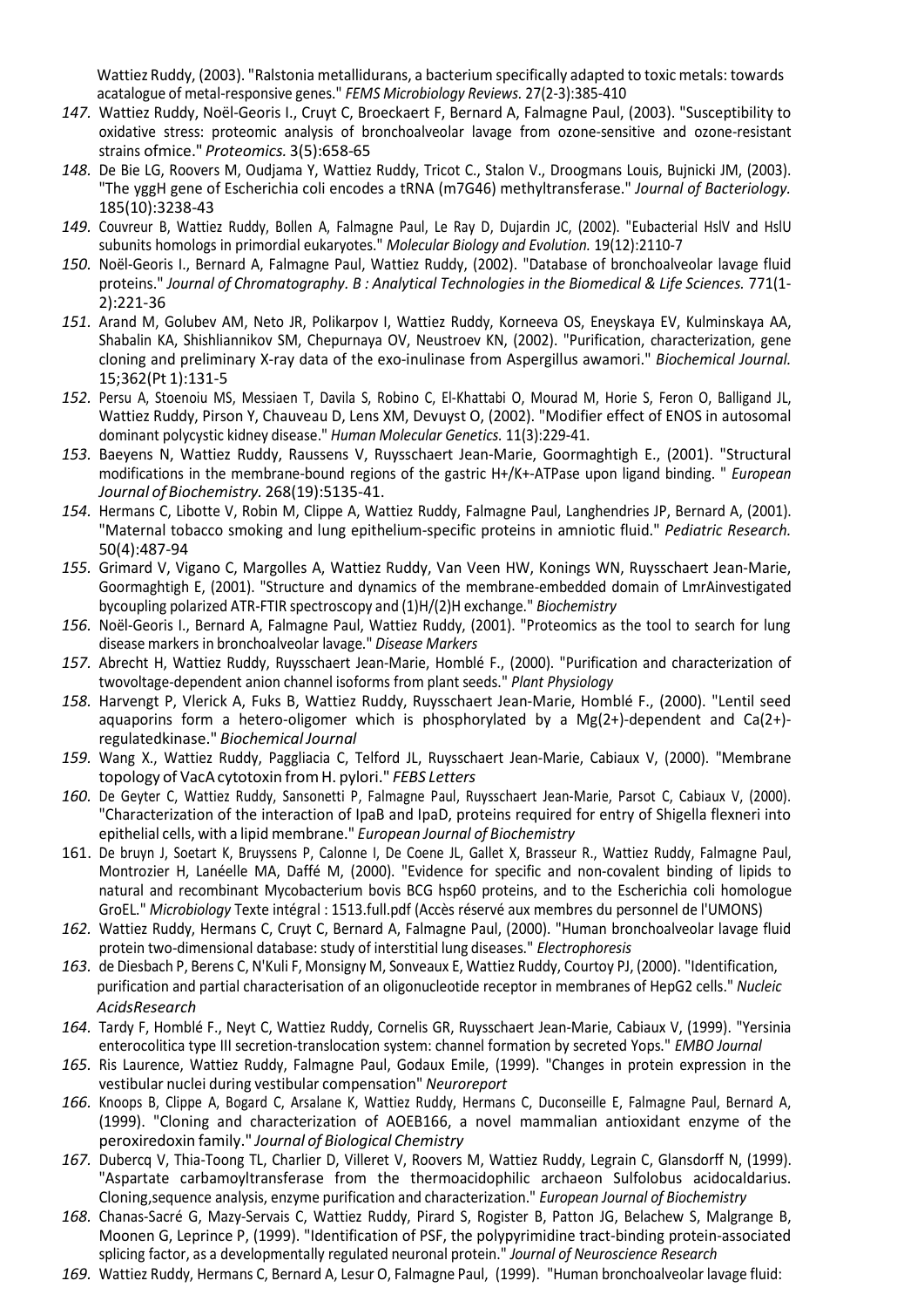Wattiez Ruddy, (2003). "Ralstonia metallidurans, a bacterium specifically adapted to toxic metals: towards acatalogue of metal-responsive genes." *FEMS Microbiology Reviews.* 27(2-3):385-410

147. Wattiez Ruddy, Noël-Georis I., Cruyt C, Broeckaert F, Bernard A, Falmagne Paul, (2003). "Susceptibility to oxidative stress: proteomic analysis of bronchoalveolar lavage from ozone-sensitive and ozone-resistant strains ofmice." *Proteomics.* 3(5):658-65
148. De Bie LG, Roovers M, Oudjama Y, Wattiez Ruddy, Tricot C., Stalon V., Droogmans Louis, Bujnicki JM, (2003). "The yggH gene of Escherichia coli encodes a tRNA (m7G46) methyltransferase." *Journal of Bacteriology.* 185(10):3238-43
149. Couvreur B, Wattiez Ruddy, Bollen A, Falmagne Paul, Le Ray D, Dujardin JC, (2002). "Eubacterial HslV and HslU subunits homologs in primordial eukaryotes." *Molecular Biology and Evolution.* 19(12):2110-7
150. Noël-Georis I., Bernard A, Falmagne Paul, Wattiez Ruddy, (2002). "Database of bronchoalveolar lavage fluid proteins." *Journal of Chromatography. B : Analytical Technologies in the Biomedical & Life Sciences.* 771(1-2):221-36
151. Arand M, Golubev AM, Neto JR, Polikarpov I, Wattiez Ruddy, Korneeva OS, Eneyskaya EV, Kulminskaya AA, Shabalin KA, Shishliannikov SM, Chepurnaya OV, Neustroev KN, (2002). "Purification, characterization, gene cloning and preliminary X-ray data of the exo-inulinase from Aspergillus awamori." *Biochemical Journal.* 15;362(Pt 1):131-5
152. Persu A, Stoenoiu MS, Messiaen T, Davila S, Robino C, El-Khattabi O, Mourad M, Horie S, Feron O, Balligand JL, Wattiez Ruddy, Pirson Y, Chauveau D, Lens XM, Devuyst O, (2002). "Modifier effect of ENOS in autosomal dominant polycystic kidney disease." *Human Molecular Genetics.* 11(3):229-41.
153. Baeyens N, Wattiez Ruddy, Raussens V, Ruysschaert Jean-Marie, Goormaghtigh E., (2001). "Structural modifications in the membrane-bound regions of the gastric H+/K+-ATPase upon ligand binding. " *European Journal of Biochemistry.* 268(19):5135-41.
154. Hermans C, Libotte V, Robin M, Clippe A, Wattiez Ruddy, Falmagne Paul, Langhendries JP, Bernard A, (2001). "Maternal tobacco smoking and lung epithelium-specific proteins in amniotic fluid." *Pediatric Research.* 50(4):487-94
155. Grimard V, Vigano C, Margolles A, Wattiez Ruddy, Van Veen HW, Konings WN, Ruysschaert Jean-Marie, Goormaghtigh E, (2001). "Structure and dynamics of the membrane-embedded domain of LmrAinvestigated bycoupling polarized ATR-FTIR spectroscopy and (1)H/(2)H exchange." *Biochemistry*
156. Noël-Georis I., Bernard A, Falmagne Paul, Wattiez Ruddy, (2001). "Proteomics as the tool to search for lung disease markers in bronchoalveolar lavage." *Disease Markers*
157. Abrecht H, Wattiez Ruddy, Ruysschaert Jean-Marie, Homblé F., (2000). "Purification and characterization of twovoltage-dependent anion channel isoforms from plant seeds." *Plant Physiology*
158. Harvengt P, Vlerick A, Fuks B, Wattiez Ruddy, Ruysschaert Jean-Marie, Homblé F., (2000). "Lentil seed aquaporins form a hetero-oligomer which is phosphorylated by a Mg(2+)-dependent and Ca(2+)-regulatedkinase." *Biochemical Journal*
159. Wang X., Wattiez Ruddy, Paggliacia C, Telford JL, Ruysschaert Jean-Marie, Cabiaux V, (2000). "Membrane topology of VacA cytotoxin from H. pylori." *FEBS Letters*
160. De Geyter C, Wattiez Ruddy, Sansonetti P, Falmagne Paul, Ruysschaert Jean-Marie, Parsot C, Cabiaux V, (2000). "Characterization of the interaction of IpaB and IpaD, proteins required for entry of Shigella flexneri into epithelial cells, with a lipid membrane." *European Journal of Biochemistry*
161. De bruyn J, Soetart K, Bruyssens P, Calonne I, De Coene JL, Gallet X, Brasseur R., Wattiez Ruddy, Falmagne Paul, Montrozier H, Lanéelle MA, Daffé M, (2000). "Evidence for specific and non-covalent binding of lipids to natural and recombinant Mycobacterium bovis BCG hsp60 proteins, and to the Escherichia coli homologue GroEL." *Microbiology* Texte intégral : 1513.full.pdf (Accès réservé aux membres du personnel de l'UMONS)
162. Wattiez Ruddy, Hermans C, Cruyt C, Bernard A, Falmagne Paul, (2000). "Human bronchoalveolar lavage fluid protein two-dimensional database: study of interstitial lung diseases." *Electrophoresis*
163. de Diesbach P, Berens C, N'Kuli F, Monsigny M, Sonveaux E, Wattiez Ruddy, Courtoy PJ, (2000). "Identification, purification and partial characterisation of an oligonucleotide receptor in membranes of HepG2 cells." *Nucleic AcidsResearch*
164. Tardy F, Homblé F., Neyt C, Wattiez Ruddy, Cornelis GR, Ruysschaert Jean-Marie, Cabiaux V, (1999). "Yersinia enterocolitica type III secretion-translocation system: channel formation by secreted Yops." *EMBO Journal*
165. Ris Laurence, Wattiez Ruddy, Falmagne Paul, Godaux Emile, (1999). "Changes in protein expression in the vestibular nuclei during vestibular compensation" *Neuroreport*
166. Knoops B, Clippe A, Bogard C, Arsalane K, Wattiez Ruddy, Hermans C, Duconseille E, Falmagne Paul, Bernard A, (1999). "Cloning and characterization of AOEB166, a novel mammalian antioxidant enzyme of the peroxiredoxin family." *Journal of Biological Chemistry*
167. Dubercq V, Thia-Toong TL, Charlier D, Villeret V, Roovers M, Wattiez Ruddy, Legrain C, Glansdorff N, (1999). "Aspartate carbamoyltransferase from the thermoacidophilic archaeon Sulfolobus acidocaldarius. Cloning,sequence analysis, enzyme purification and characterization." *European Journal of Biochemistry*
168. Chanas-Sacré G, Mazy-Servais C, Wattiez Ruddy, Pirard S, Rogister B, Patton JG, Belachew S, Malgrange B, Moonen G, Leprince P, (1999). "Identification of PSF, the polypyrimidine tract-binding protein-associated splicing factor, as a developmentally regulated neuronal protein." *Journal of Neuroscience Research*
169. Wattiez Ruddy, Hermans C, Bernard A, Lesur O, Falmagne Paul, (1999). "Human bronchoalveolar lavage fluid: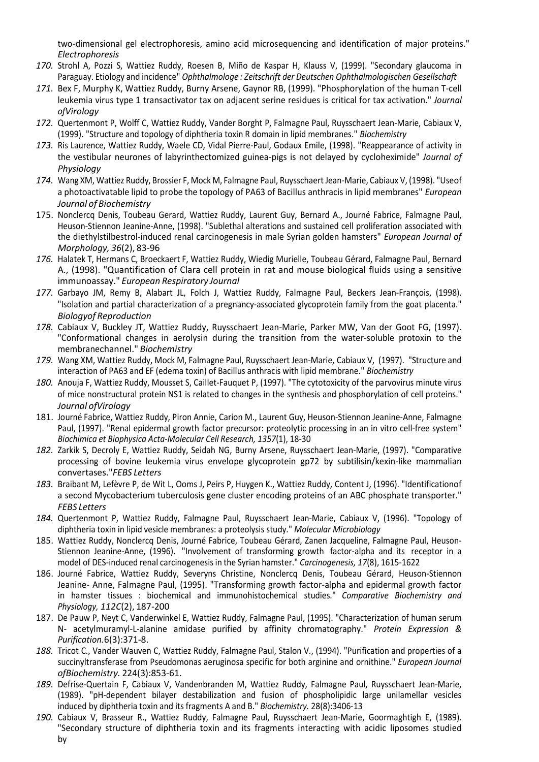two-dimensional gel electrophoresis, amino acid microsequencing and identification of major proteins." *Electrophoresis*

170. Strohl A, Pozzi S, Wattiez Ruddy, Roesen B, Miño de Kaspar H, Klauss V, (1999). "Secondary glaucoma in Paraguay. Etiology and incidence" *Ophthalmologe : Zeitschrift der Deutschen Ophthalmologischen Gesellschaft*
171. Bex F, Murphy K, Wattiez Ruddy, Burny Arsene, Gaynor RB, (1999). "Phosphorylation of the human T-cell leukemia virus type 1 transactivator tax on adjacent serine residues is critical for tax activation." *Journal ofVirology*
172. Quertenmont P, Wolff C, Wattiez Ruddy, Vander Borght P, Falmagne Paul, Ruysschaert Jean-Marie, Cabiaux V, (1999). "Structure and topology of diphtheria toxin R domain in lipid membranes." *Biochemistry*
173. Ris Laurence, Wattiez Ruddy, Waele CD, Vidal Pierre-Paul, Godaux Emile, (1998). "Reappearance of activity in the vestibular neurones of labyrinthectomized guinea-pigs is not delayed by cycloheximide" *Journal of Physiology*
174. Wang XM, Wattiez Ruddy, Brossier F, Mock M, Falmagne Paul, Ruysschaert Jean-Marie, Cabiaux V, (1998). "Useof a photoactivatable lipid to probe the topology of PA63 of Bacillus anthracis in lipid membranes" *European Journal of Biochemistry*
175. Nonclercq Denis, Toubeau Gerard, Wattiez Ruddy, Laurent Guy, Bernard A., Journé Fabrice, Falmagne Paul, Heuson-Stiennon Jeanine-Anne, (1998). "Sublethal alterations and sustained cell proliferation associated with the diethylstilbestrol-induced renal carcinogenesis in male Syrian golden hamsters" *European Journal of Morphology, 36*(2), 83-96
176. Halatek T, Hermans C, Broeckaert F, Wattiez Ruddy, Wiedig Murielle, Toubeau Gérard, Falmagne Paul, Bernard A., (1998). "Quantification of Clara cell protein in rat and mouse biological fluids using a sensitive immunoassay." *European Respiratory Journal*
177. Garbayo JM, Remy B, Alabart JL, Folch J, Wattiez Ruddy, Falmagne Paul, Beckers Jean-François, (1998). "Isolation and partial characterization of a pregnancy-associated glycoprotein family from the goat placenta." *Biologyof Reproduction*
178. Cabiaux V, Buckley JT, Wattiez Ruddy, Ruysschaert Jean-Marie, Parker MW, Van der Goot FG, (1997). "Conformational changes in aerolysin during the transition from the water-soluble protoxin to the membranechannel." *Biochemistry*
179. Wang XM, Wattiez Ruddy, Mock M, Falmagne Paul, Ruysschaert Jean-Marie, Cabiaux V, (1997). "Structure and interaction of PA63 and EF (edema toxin) of Bacillus anthracis with lipid membrane." *Biochemistry*
180. Anouja F, Wattiez Ruddy, Mousset S, Caillet-Fauquet P, (1997). "The cytotoxicity of the parvovirus minute virus of mice nonstructural protein NS1 is related to changes in the synthesis and phosphorylation of cell proteins." *Journal ofVirology*
181. Journé Fabrice, Wattiez Ruddy, Piron Annie, Carion M., Laurent Guy, Heuson-Stiennon Jeanine-Anne, Falmagne Paul, (1997). "Renal epidermal growth factor precursor: proteolytic processing in an in vitro cell-free system" *Biochimica et Biophysica Acta-Molecular Cell Research, 1357*(1), 18-30
182. Zarkik S, Decroly E, Wattiez Ruddy, Seidah NG, Burny Arsene, Ruysschaert Jean-Marie, (1997). "Comparative processing of bovine leukemia virus envelope glycoprotein gp72 by subtilisin/kexin-like mammalian convertases."*FEBS Letters*
183. Braibant M, Lefèvre P, de Wit L, Ooms J, Peirs P, Huygen K., Wattiez Ruddy, Content J, (1996). "Identificationof a second Mycobacterium tuberculosis gene cluster encoding proteins of an ABC phosphate transporter." *FEBS Letters*
184. Quertenmont P, Wattiez Ruddy, Falmagne Paul, Ruysschaert Jean-Marie, Cabiaux V, (1996). "Topology of diphtheria toxin in lipid vesicle membranes: a proteolysis study." *Molecular Microbiology*
185. Wattiez Ruddy, Nonclercq Denis, Journé Fabrice, Toubeau Gérard, Zanen Jacqueline, Falmagne Paul, Heuson-Stiennon Jeanine-Anne, (1996). "Involvement of transforming growth factor-alpha and its receptor in a model of DES-induced renal carcinogenesis in the Syrian hamster." *Carcinogenesis, 17*(8), 1615-1622
186. Journé Fabrice, Wattiez Ruddy, Severyns Christine, Nonclercq Denis, Toubeau Gérard, Heuson-Stiennon Jeanine- Anne, Falmagne Paul, (1995). "Transforming growth factor-alpha and epidermal growth factor in hamster tissues : biochemical and immunohistochemical studies." *Comparative Biochemistry and Physiology, 112C*(2), 187-200
187. De Pauw P, Neyt C, Vanderwinkel E, Wattiez Ruddy, Falmagne Paul, (1995). "Characterization of human serum N- acetylmuramyl-L-alanine amidase purified by affinity chromatography." *Protein Expression & Purification.*6(3):371-8.
188. Tricot C., Vander Wauven C, Wattiez Ruddy, Falmagne Paul, Stalon V., (1994). "Purification and properties of a succinyltransferase from Pseudomonas aeruginosa specific for both arginine and ornithine." *European Journal ofBiochemistry*. 224(3):853-61.
189. Defrise-Quertain F, Cabiaux V, Vandenbranden M, Wattiez Ruddy, Falmagne Paul, Ruysschaert Jean-Marie, (1989). "pH-dependent bilayer destabilization and fusion of phospholipidic large unilamellar vesicles induced by diphtheria toxin and its fragments A and B." *Biochemistry.* 28(8):3406-13
190. Cabiaux V, Brasseur R., Wattiez Ruddy, Falmagne Paul, Ruysschaert Jean-Marie, Goormaghtigh E, (1989). "Secondary structure of diphtheria toxin and its fragments interacting with acidic liposomes studied by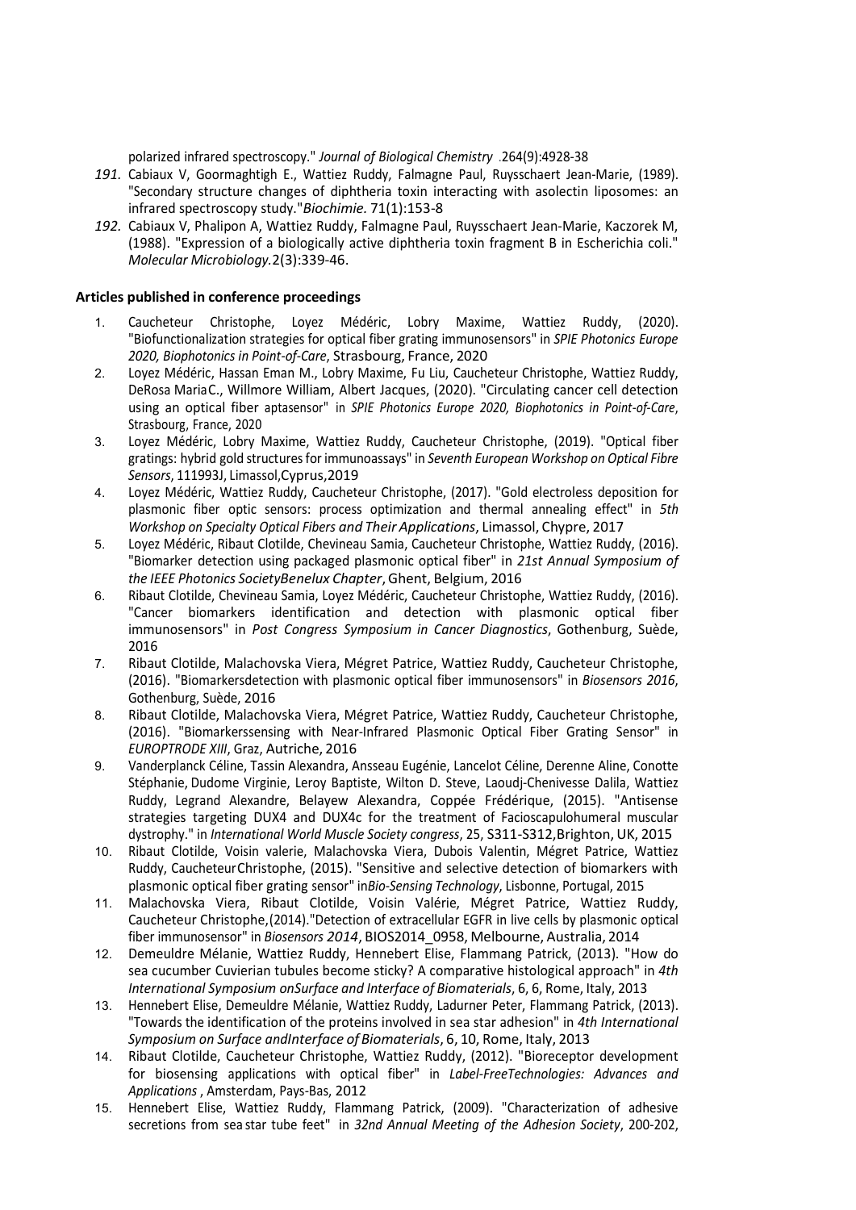polarized infrared spectroscopy." *Journal of Biological Chemistry* .264(9):4928-38

191. Cabiaux V, Goormaghtigh E., Wattiez Ruddy, Falmagne Paul, Ruysschaert Jean-Marie, (1989). "Secondary structure changes of diphtheria toxin interacting with asolectin liposomes: an infrared spectroscopy study."*Biochimie.* 71(1):153-8
192. Cabiaux V, Phalipon A, Wattiez Ruddy, Falmagne Paul, Ruysschaert Jean-Marie, Kaczorek M, (1988). "Expression of a biologically active diphtheria toxin fragment B in Escherichia coli." *Molecular Microbiology.*2(3):339-46.

**Articles published in conference proceedings**

1. Caucheteur Christophe, Loyez Médéric, Lobry Maxime, Wattiez Ruddy, (2020). "Biofunctionalization strategies for optical fiber grating immunosensors" in *SPIE Photonics Europe 2020, Biophotonics in Point-of-Care*, Strasbourg, France, 2020
2. Loyez Médéric, Hassan Eman M., Lobry Maxime, Fu Liu, Caucheteur Christophe, Wattiez Ruddy, DeRosa MariaC., Willmore William, Albert Jacques, (2020). "Circulating cancer cell detection using an optical fiber aptasensor" in *SPIE Photonics Europe 2020, Biophotonics in Point-of-Care*, Strasbourg, France, 2020
3. Loyez Médéric, Lobry Maxime, Wattiez Ruddy, Caucheteur Christophe, (2019). "Optical fiber gratings: hybrid gold structures for immunoassays" in *Seventh European Workshop on Optical Fibre Sensors*, 111993J, Limassol,Cyprus,2019
4. Loyez Médéric, Wattiez Ruddy, Caucheteur Christophe, (2017). "Gold electroless deposition for plasmonic fiber optic sensors: process optimization and thermal annealing effect" in *5th Workshop on Specialty Optical Fibers and Their Applications*, Limassol, Chypre, 2017
5. Loyez Médéric, Ribaut Clotilde, Chevineau Samia, Caucheteur Christophe, Wattiez Ruddy, (2016). "Biomarker detection using packaged plasmonic optical fiber" in *21st Annual Symposium of the IEEE Photonics SocietyBenelux Chapter*, Ghent, Belgium, 2016
6. Ribaut Clotilde, Chevineau Samia, Loyez Médéric, Caucheteur Christophe, Wattiez Ruddy, (2016). "Cancer biomarkers identification and detection with plasmonic optical fiber immunosensors" in *Post Congress Symposium in Cancer Diagnostics*, Gothenburg, Suède, 2016
7. Ribaut Clotilde, Malachovska Viera, Mégret Patrice, Wattiez Ruddy, Caucheteur Christophe, (2016). "Biomarkersdetection with plasmonic optical fiber immunosensors" in *Biosensors 2016*, Gothenburg, Suède, 2016
8. Ribaut Clotilde, Malachovska Viera, Mégret Patrice, Wattiez Ruddy, Caucheteur Christophe, (2016). "Biomarkerssensing with Near-Infrared Plasmonic Optical Fiber Grating Sensor" in *EUROPTRODE XIII*, Graz, Autriche, 2016
9. Vanderplanck Céline, Tassin Alexandra, Ansseau Eugénie, Lancelot Céline, Derenne Aline, Conotte Stéphanie, Dudome Virginie, Leroy Baptiste, Wilton D. Steve, Laoudj-Chenivesse Dalila, Wattiez Ruddy, Legrand Alexandre, Belayew Alexandra, Coppée Frédérique, (2015). "Antisense strategies targeting DUX4 and DUX4c for the treatment of Facioscapulohumeral muscular dystrophy." in *International World Muscle Society congress*, 25, S311-S312,Brighton, UK, 2015
10. Ribaut Clotilde, Voisin valerie, Malachovska Viera, Dubois Valentin, Mégret Patrice, Wattiez Ruddy, CaucheteurChristophe, (2015). "Sensitive and selective detection of biomarkers with plasmonic optical fiber grating sensor" in*Bio-Sensing Technology*, Lisbonne, Portugal, 2015
11. Malachovska Viera, Ribaut Clotilde, Voisin Valérie, Mégret Patrice, Wattiez Ruddy, Caucheteur Christophe,(2014)."Detection of extracellular EGFR in live cells by plasmonic optical fiber immunosensor" in *Biosensors 2014*, BIOS2014_0958, Melbourne, Australia, 2014
12. Demeuldre Mélanie, Wattiez Ruddy, Hennebert Elise, Flammang Patrick, (2013). "How do sea cucumber Cuvierian tubules become sticky? A comparative histological approach" in *4th International Symposium onSurface and Interface of Biomaterials*, 6, 6, Rome, Italy, 2013
13. Hennebert Elise, Demeuldre Mélanie, Wattiez Ruddy, Ladurner Peter, Flammang Patrick, (2013). "Towards the identification of the proteins involved in sea star adhesion" in *4th International Symposium on Surface andInterface of Biomaterials*, 6, 10, Rome, Italy, 2013
14. Ribaut Clotilde, Caucheteur Christophe, Wattiez Ruddy, (2012). "Bioreceptor development for biosensing applications with optical fiber" in *Label-FreeTechnologies: Advances and Applications* , Amsterdam, Pays-Bas, 2012
15. Hennebert Elise, Wattiez Ruddy, Flammang Patrick, (2009). "Characterization of adhesive secretions from sea star tube feet" in *32nd Annual Meeting of the Adhesion Society*, 200-202,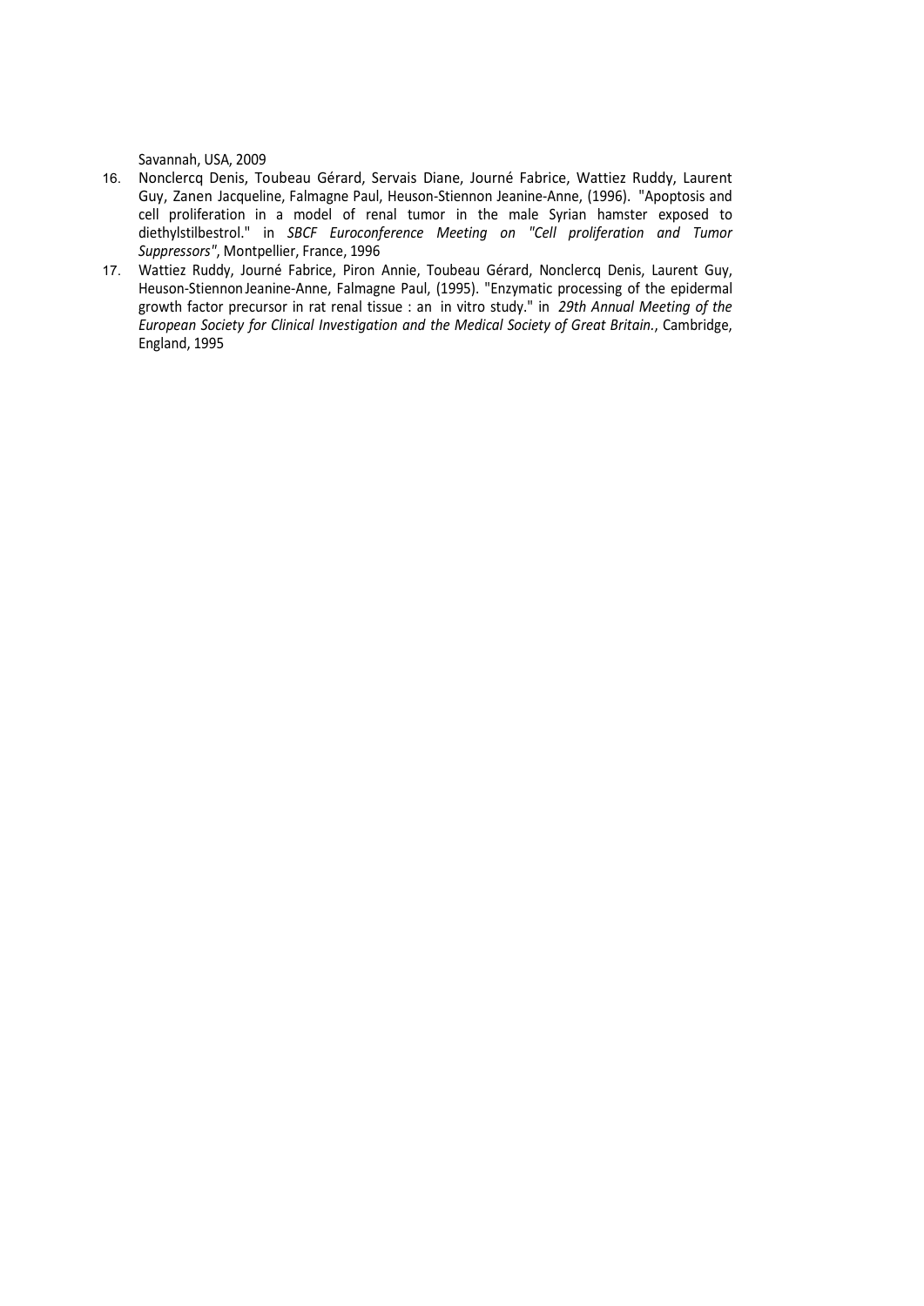Savannah, USA, 2009

16. Nonclercq Denis, Toubeau Gérard, Servais Diane, Journé Fabrice, Wattiez Ruddy, Laurent Guy, Zanen Jacqueline, Falmagne Paul, Heuson-Stiennon Jeanine-Anne, (1996). "Apoptosis and cell proliferation in a model of renal tumor in the male Syrian hamster exposed to diethylstilbestrol." in *SBCF Euroconference Meeting on "Cell proliferation and Tumor Suppressors"*, Montpellier, France, 1996
17. Wattiez Ruddy, Journé Fabrice, Piron Annie, Toubeau Gérard, Nonclercq Denis, Laurent Guy, Heuson-Stiennon Jeanine-Anne, Falmagne Paul, (1995). "Enzymatic processing of the epidermal growth factor precursor in rat renal tissue : an in vitro study." in *29th Annual Meeting of the European Society for Clinical Investigation and the Medical Society of Great Britain.*, Cambridge, England, 1995